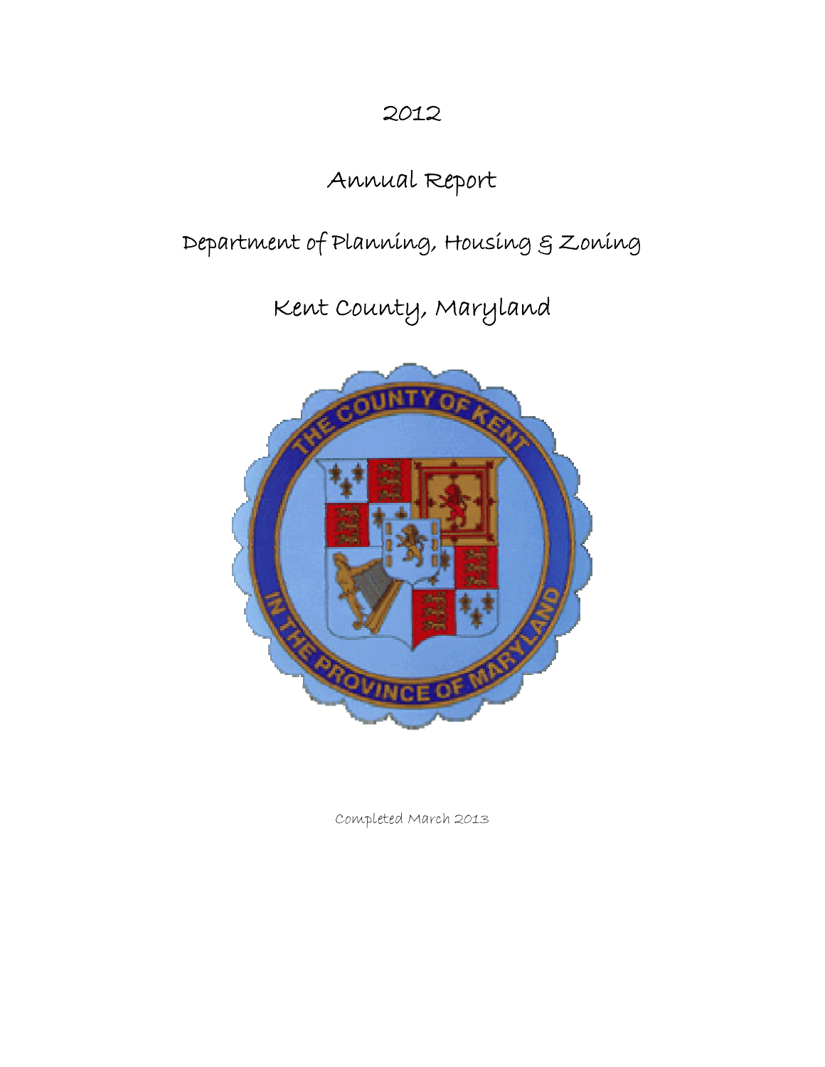# 2012

# Annual Report

## Department of Planning, Housing & Zoning

## Kent County, Maryland

Completed March 2013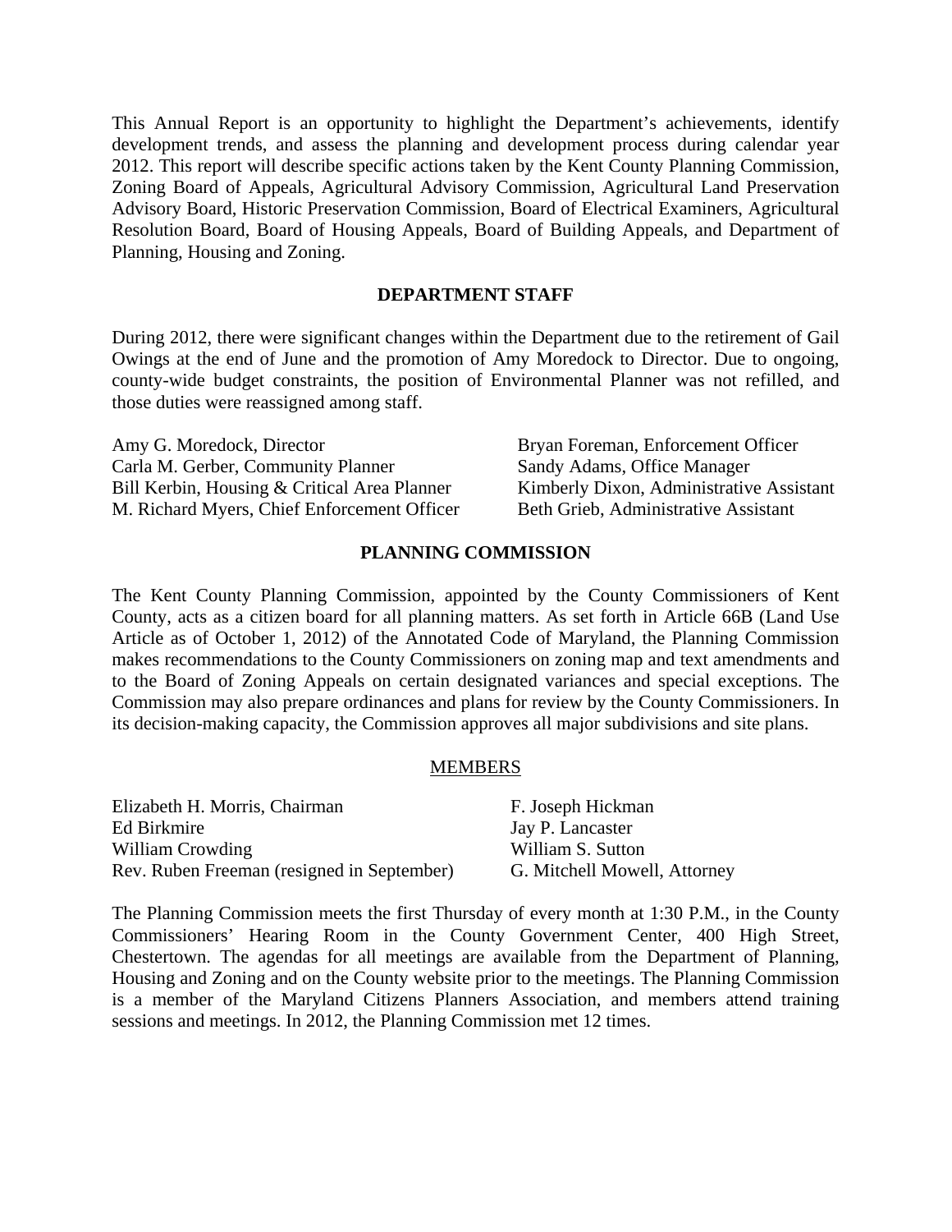This Annual Report is an opportunity to highlight the Department's achievements, identify development trends, and assess the planning and development process during calendar year 2012. This report will describe specific actions taken by the Kent County Planning Commission, Zoning Board of Appeals, Agricultural Advisory Commission, Agricultural Land Preservation Advisory Board, Historic Preservation Commission, Board of Electrical Examiners, Agricultural Resolution Board, Board of Housing Appeals, Board of Building Appeals, and Department of Planning, Housing and Zoning.

## DEPARTMENT STAFF

During 2012, there were significant changes within the Department due to the retirement of Gail Owings at the end of June and the promotion of Amy Moredock to Director. Due to ongoing, county-wide budget constraints, the position of Environmental Planner was not refilled, and those duties were reassigned among staff.

Amy G. Moredock, Director
Carla M. Gerber, Community Planner
Bill Kerbin, Housing & Critical Area Planner
M. Richard Myers, Chief Enforcement Officer
Bryan Foreman, Enforcement Officer
Sandy Adams, Office Manager
Kimberly Dixon, Administrative Assistant
Beth Grieb, Administrative Assistant

## PLANNING COMMISSION

The Kent County Planning Commission, appointed by the County Commissioners of Kent County, acts as a citizen board for all planning matters. As set forth in Article 66B (Land Use Article as of October 1, 2012) of the Annotated Code of Maryland, the Planning Commission makes recommendations to the County Commissioners on zoning map and text amendments and to the Board of Zoning Appeals on certain designated variances and special exceptions. The Commission may also prepare ordinances and plans for review by the County Commissioners. In its decision-making capacity, the Commission approves all major subdivisions and site plans.

### MEMBERS

Elizabeth H. Morris, Chairman
Ed Birkmire
William Crowding
Rev. Ruben Freeman (resigned in September)
F. Joseph Hickman
Jay P. Lancaster
William S. Sutton
G. Mitchell Mowell, Attorney

The Planning Commission meets the first Thursday of every month at 1:30 P.M., in the County Commissioners' Hearing Room in the County Government Center, 400 High Street, Chestertown. The agendas for all meetings are available from the Department of Planning, Housing and Zoning and on the County website prior to the meetings. The Planning Commission is a member of the Maryland Citizens Planners Association, and members attend training sessions and meetings. In 2012, the Planning Commission met 12 times.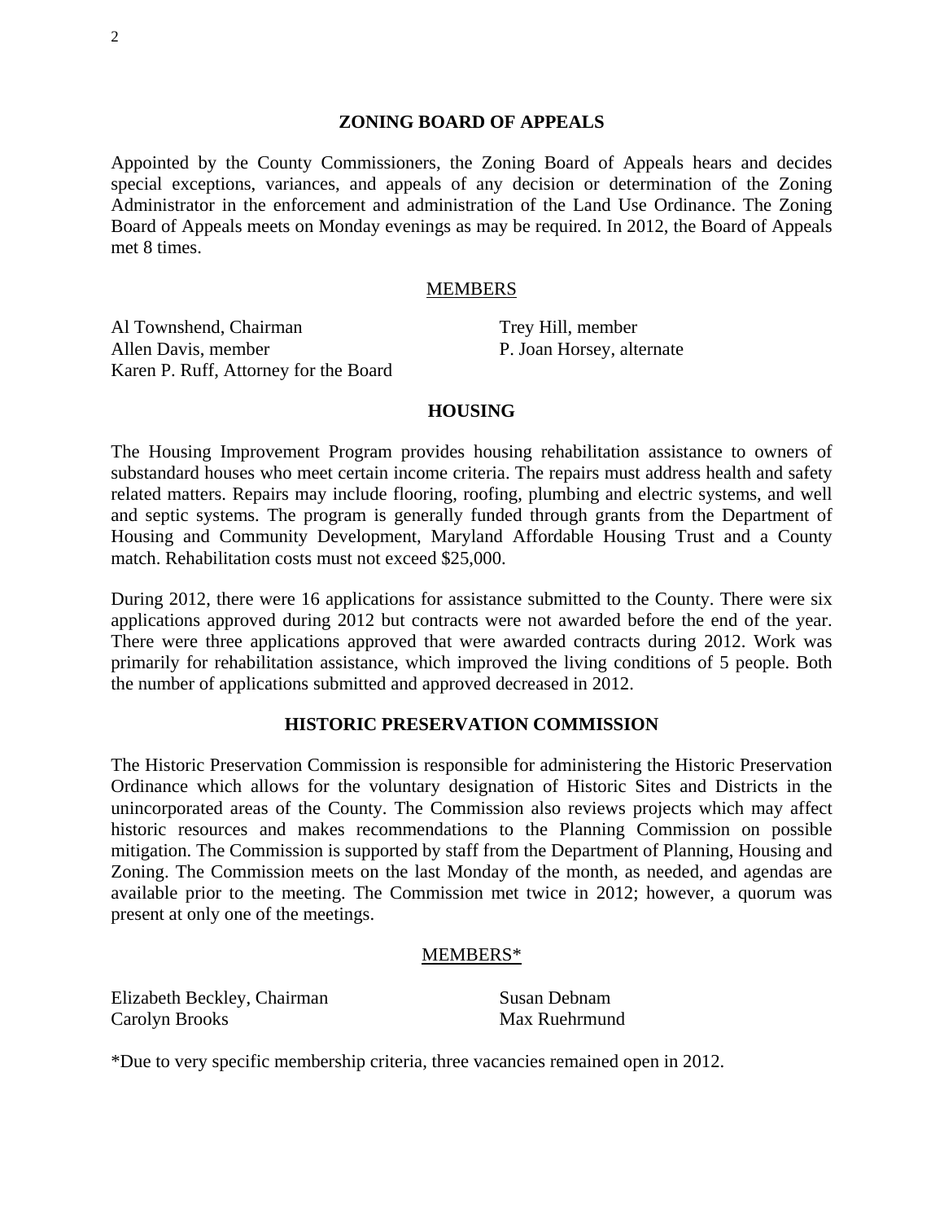## ZONING BOARD OF APPEALS

Appointed by the County Commissioners, the Zoning Board of Appeals hears and decides special exceptions, variances, and appeals of any decision or determination of the Zoning Administrator in the enforcement and administration of the Land Use Ordinance. The Zoning Board of Appeals meets on Monday evenings as may be required. In 2012, the Board of Appeals met 8 times.

### MEMBERS

Al Townshend, Chairman
Allen Davis, member
Karen P. Ruff, Attorney for the Board
Trey Hill, member
P. Joan Horsey, alternate

## HOUSING

The Housing Improvement Program provides housing rehabilitation assistance to owners of substandard houses who meet certain income criteria. The repairs must address health and safety related matters. Repairs may include flooring, roofing, plumbing and electric systems, and well and septic systems. The program is generally funded through grants from the Department of Housing and Community Development, Maryland Affordable Housing Trust and a County match. Rehabilitation costs must not exceed $25,000.

During 2012, there were 16 applications for assistance submitted to the County. There were six applications approved during 2012 but contracts were not awarded before the end of the year. There were three applications approved that were awarded contracts during 2012. Work was primarily for rehabilitation assistance, which improved the living conditions of 5 people. Both the number of applications submitted and approved decreased in 2012.

## HISTORIC PRESERVATION COMMISSION

The Historic Preservation Commission is responsible for administering the Historic Preservation Ordinance which allows for the voluntary designation of Historic Sites and Districts in the unincorporated areas of the County. The Commission also reviews projects which may affect historic resources and makes recommendations to the Planning Commission on possible mitigation. The Commission is supported by staff from the Department of Planning, Housing and Zoning. The Commission meets on the last Monday of the month, as needed, and agendas are available prior to the meeting. The Commission met twice in 2012; however, a quorum was present at only one of the meetings.

### MEMBERS*

Elizabeth Beckley, Chairman
Carolyn Brooks
Susan Debnam
Max Ruehrmund

*Due to very specific membership criteria, three vacancies remained open in 2012.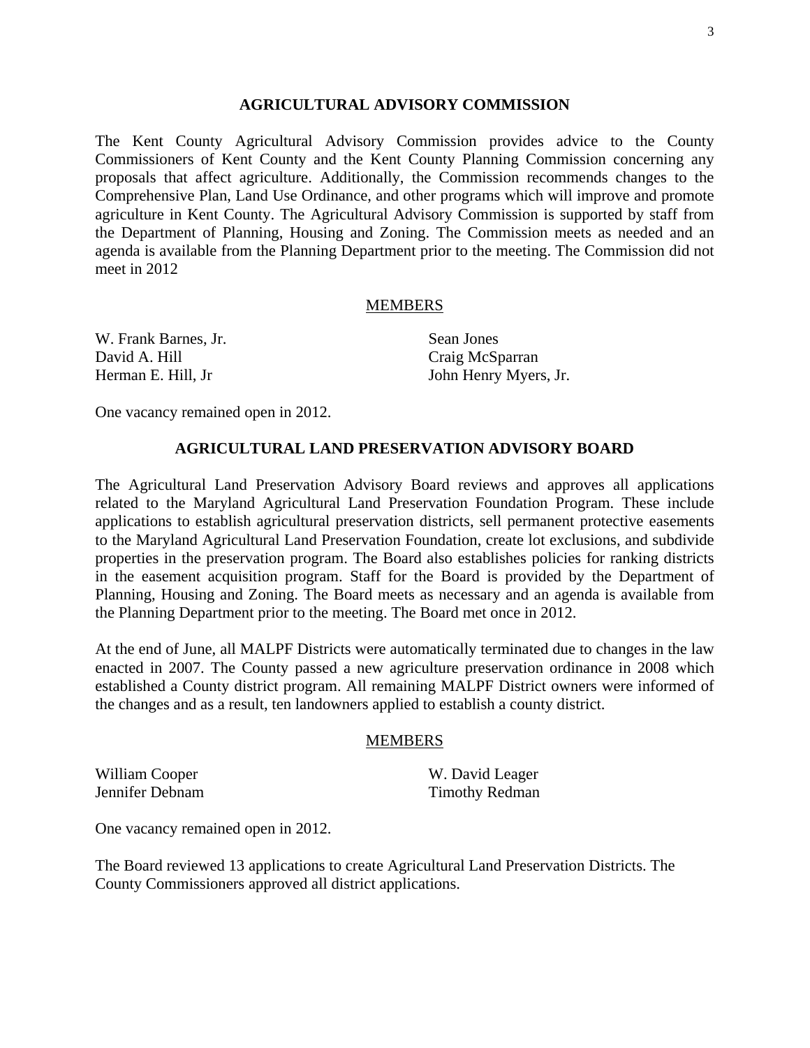## AGRICULTURAL ADVISORY COMMISSION

The Kent County Agricultural Advisory Commission provides advice to the County Commissioners of Kent County and the Kent County Planning Commission concerning any proposals that affect agriculture. Additionally, the Commission recommends changes to the Comprehensive Plan, Land Use Ordinance, and other programs which will improve and promote agriculture in Kent County. The Agricultural Advisory Commission is supported by staff from the Department of Planning, Housing and Zoning. The Commission meets as needed and an agenda is available from the Planning Department prior to the meeting. The Commission did not meet in 2012

### MEMBERS

W. Frank Barnes, Jr.
David A. Hill
Herman E. Hill, Jr
Sean Jones
Craig McSparran
John Henry Myers, Jr.

One vacancy remained open in 2012.

## AGRICULTURAL LAND PRESERVATION ADVISORY BOARD

The Agricultural Land Preservation Advisory Board reviews and approves all applications related to the Maryland Agricultural Land Preservation Foundation Program. These include applications to establish agricultural preservation districts, sell permanent protective easements to the Maryland Agricultural Land Preservation Foundation, create lot exclusions, and subdivide properties in the preservation program. The Board also establishes policies for ranking districts in the easement acquisition program. Staff for the Board is provided by the Department of Planning, Housing and Zoning. The Board meets as necessary and an agenda is available from the Planning Department prior to the meeting. The Board met once in 2012.

At the end of June, all MALPF Districts were automatically terminated due to changes in the law enacted in 2007. The County passed a new agriculture preservation ordinance in 2008 which established a County district program. All remaining MALPF District owners were informed of the changes and as a result, ten landowners applied to establish a county district.

### MEMBERS

William Cooper
Jennifer Debnam
W. David Leager
Timothy Redman

One vacancy remained open in 2012.

The Board reviewed 13 applications to create Agricultural Land Preservation Districts. The County Commissioners approved all district applications.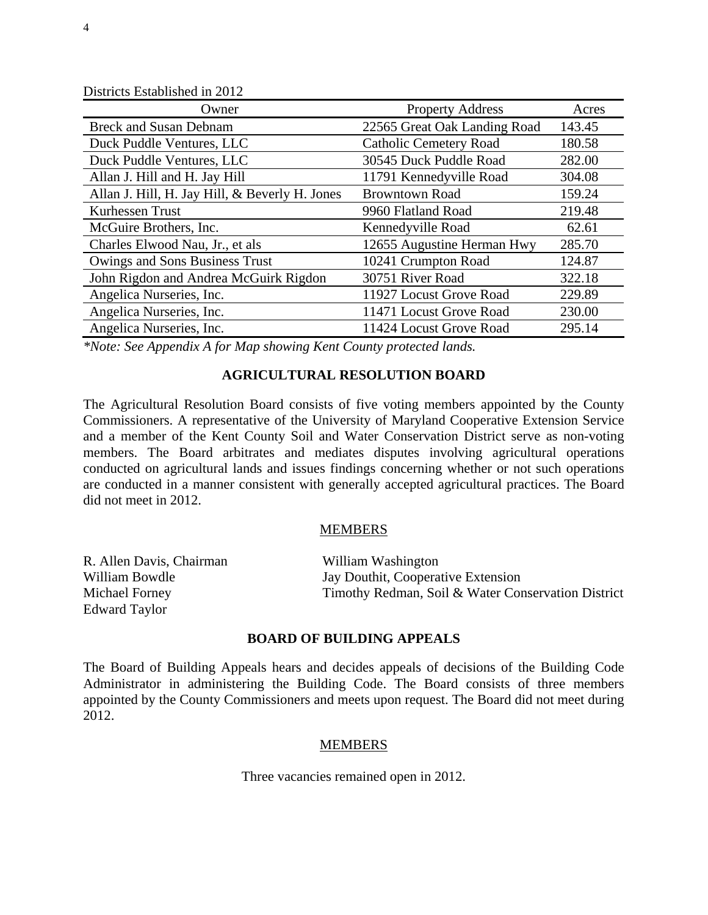Districts Established in 2012

| Owner | Property Address | Acres |
|---|---|---|
| Breck and Susan Debnam | 22565 Great Oak Landing Road | 143.45 |
| Duck Puddle Ventures, LLC | Catholic Cemetery Road | 180.58 |
| Duck Puddle Ventures, LLC | 30545 Duck Puddle Road | 282.00 |
| Allan J. Hill and H. Jay Hill | 11791 Kennedyville Road | 304.08 |
| Allan J. Hill, H. Jay Hill, & Beverly H. Jones | Browntown Road | 159.24 |
| Kurhessen Trust | 9960 Flatland Road | 219.48 |
| McGuire Brothers, Inc. | Kennedyville Road | 62.61 |
| Charles Elwood Nau, Jr., et als | 12655 Augustine Herman Hwy | 285.70 |
| Owings and Sons Business Trust | 10241 Crumpton Road | 124.87 |
| John Rigdon and Andrea McGuirk Rigdon | 30751 River Road | 322.18 |
| Angelica Nurseries, Inc. | 11927 Locust Grove Road | 229.89 |
| Angelica Nurseries, Inc. | 11471 Locust Grove Road | 230.00 |
| Angelica Nurseries, Inc. | 11424 Locust Grove Road | 295.14 |

*\*Note: See Appendix A for Map showing Kent County protected lands.*

## AGRICULTURAL RESOLUTION BOARD

The Agricultural Resolution Board consists of five voting members appointed by the County Commissioners. A representative of the University of Maryland Cooperative Extension Service and a member of the Kent County Soil and Water Conservation District serve as non-voting members. The Board arbitrates and mediates disputes involving agricultural operations conducted on agricultural lands and issues findings concerning whether or not such operations are conducted in a manner consistent with generally accepted agricultural practices. The Board did not meet in 2012.

### MEMBERS

R. Allen Davis, Chairman
William Bowdle
Michael Forney
Edward Taylor
William Washington
Jay Douthit, Cooperative Extension
Timothy Redman, Soil & Water Conservation District

## BOARD OF BUILDING APPEALS

The Board of Building Appeals hears and decides appeals of decisions of the Building Code Administrator in administering the Building Code. The Board consists of three members appointed by the County Commissioners and meets upon request. The Board did not meet during 2012.

### MEMBERS

Three vacancies remained open in 2012.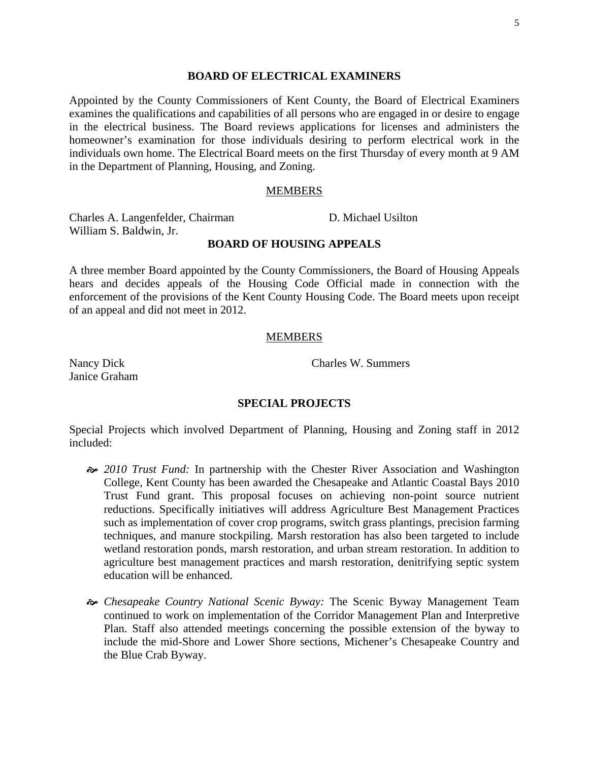## BOARD OF ELECTRICAL EXAMINERS

Appointed by the County Commissioners of Kent County, the Board of Electrical Examiners examines the qualifications and capabilities of all persons who are engaged in or desire to engage in the electrical business. The Board reviews applications for licenses and administers the homeowner's examination for those individuals desiring to perform electrical work in the individuals own home. The Electrical Board meets on the first Thursday of every month at 9 AM in the Department of Planning, Housing, and Zoning.

### MEMBERS

Charles A. Langenfelder, Chairman
D. Michael Usilton
William S. Baldwin, Jr.

## BOARD OF HOUSING APPEALS

A three member Board appointed by the County Commissioners, the Board of Housing Appeals hears and decides appeals of the Housing Code Official made in connection with the enforcement of the provisions of the Kent County Housing Code. The Board meets upon receipt of an appeal and did not meet in 2012.

### MEMBERS

Nancy Dick
Charles W. Summers
Janice Graham

## SPECIAL PROJECTS

Special Projects which involved Department of Planning, Housing and Zoning staff in 2012 included:

- *2010 Trust Fund:* In partnership with the Chester River Association and Washington College, Kent County has been awarded the Chesapeake and Atlantic Coastal Bays 2010 Trust Fund grant. This proposal focuses on achieving non-point source nutrient reductions. Specifically initiatives will address Agriculture Best Management Practices such as implementation of cover crop programs, switch grass plantings, precision farming techniques, and manure stockpiling. Marsh restoration has also been targeted to include wetland restoration ponds, marsh restoration, and urban stream restoration. In addition to agriculture best management practices and marsh restoration, denitrifying septic system education will be enhanced.

- *Chesapeake Country National Scenic Byway:* The Scenic Byway Management Team continued to work on implementation of the Corridor Management Plan and Interpretive Plan. Staff also attended meetings concerning the possible extension of the byway to include the mid-Shore and Lower Shore sections, Michener's Chesapeake Country and the Blue Crab Byway.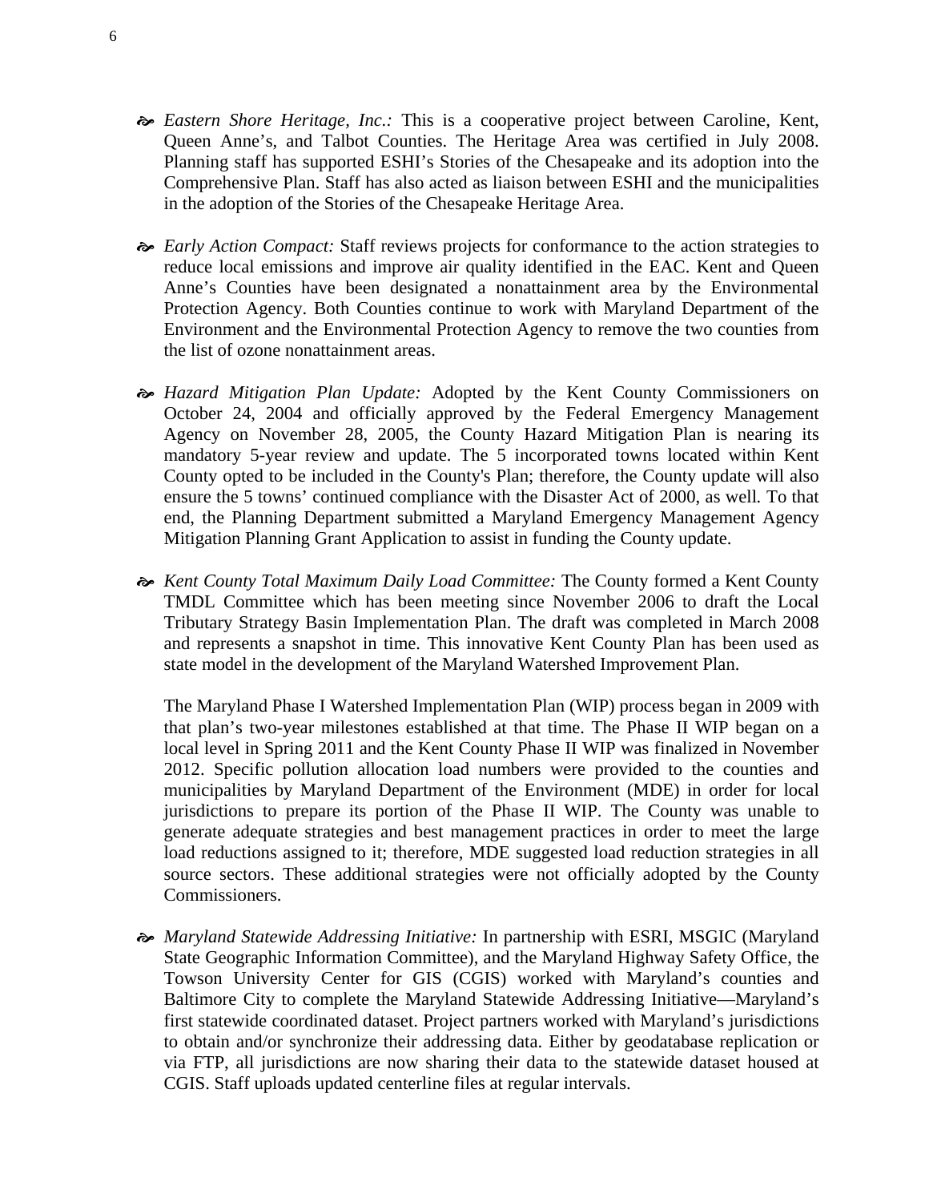- *Eastern Shore Heritage, Inc.:* This is a cooperative project between Caroline, Kent, Queen Anne's, and Talbot Counties. The Heritage Area was certified in July 2008. Planning staff has supported ESHI's Stories of the Chesapeake and its adoption into the Comprehensive Plan. Staff has also acted as liaison between ESHI and the municipalities in the adoption of the Stories of the Chesapeake Heritage Area.

- *Early Action Compact:* Staff reviews projects for conformance to the action strategies to reduce local emissions and improve air quality identified in the EAC. Kent and Queen Anne's Counties have been designated a nonattainment area by the Environmental Protection Agency. Both Counties continue to work with Maryland Department of the Environment and the Environmental Protection Agency to remove the two counties from the list of ozone nonattainment areas.

- *Hazard Mitigation Plan Update:* Adopted by the Kent County Commissioners on October 24, 2004 and officially approved by the Federal Emergency Management Agency on November 28, 2005, the County Hazard Mitigation Plan is nearing its mandatory 5-year review and update. The 5 incorporated towns located within Kent County opted to be included in the County's Plan; therefore, the County update will also ensure the 5 towns' continued compliance with the Disaster Act of 2000, as well. To that end, the Planning Department submitted a Maryland Emergency Management Agency Mitigation Planning Grant Application to assist in funding the County update.

- *Kent County Total Maximum Daily Load Committee:* The County formed a Kent County TMDL Committee which has been meeting since November 2006 to draft the Local Tributary Strategy Basin Implementation Plan. The draft was completed in March 2008 and represents a snapshot in time. This innovative Kent County Plan has been used as state model in the development of the Maryland Watershed Improvement Plan.

  The Maryland Phase I Watershed Implementation Plan (WIP) process began in 2009 with that plan's two-year milestones established at that time. The Phase II WIP began on a local level in Spring 2011 and the Kent County Phase II WIP was finalized in November 2012. Specific pollution allocation load numbers were provided to the counties and municipalities by Maryland Department of the Environment (MDE) in order for local jurisdictions to prepare its portion of the Phase II WIP. The County was unable to generate adequate strategies and best management practices in order to meet the large load reductions assigned to it; therefore, MDE suggested load reduction strategies in all source sectors. These additional strategies were not officially adopted by the County Commissioners.

- *Maryland Statewide Addressing Initiative:* In partnership with ESRI, MSGIC (Maryland State Geographic Information Committee), and the Maryland Highway Safety Office, the Towson University Center for GIS (CGIS) worked with Maryland's counties and Baltimore City to complete the Maryland Statewide Addressing Initiative—Maryland's first statewide coordinated dataset. Project partners worked with Maryland's jurisdictions to obtain and/or synchronize their addressing data. Either by geodatabase replication or via FTP, all jurisdictions are now sharing their data to the statewide dataset housed at CGIS. Staff uploads updated centerline files at regular intervals.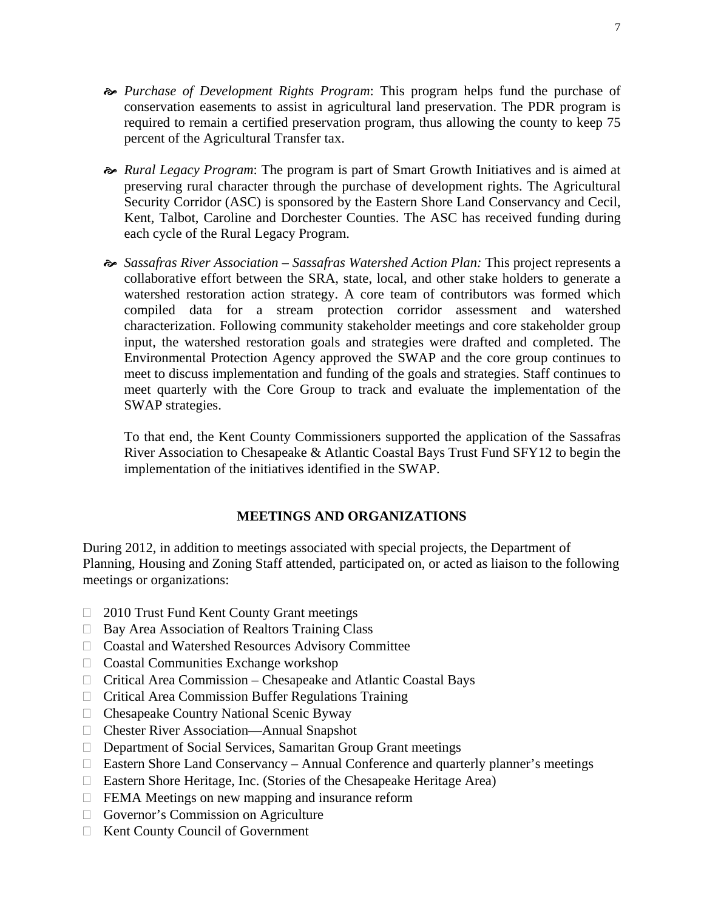- *Purchase of Development Rights Program*: This program helps fund the purchase of conservation easements to assist in agricultural land preservation. The PDR program is required to remain a certified preservation program, thus allowing the county to keep 75 percent of the Agricultural Transfer tax.

- *Rural Legacy Program*: The program is part of Smart Growth Initiatives and is aimed at preserving rural character through the purchase of development rights. The Agricultural Security Corridor (ASC) is sponsored by the Eastern Shore Land Conservancy and Cecil, Kent, Talbot, Caroline and Dorchester Counties. The ASC has received funding during each cycle of the Rural Legacy Program.

- *Sassafras River Association – Sassafras Watershed Action Plan:* This project represents a collaborative effort between the SRA, state, local, and other stake holders to generate a watershed restoration action strategy. A core team of contributors was formed which compiled data for a stream protection corridor assessment and watershed characterization. Following community stakeholder meetings and core stakeholder group input, the watershed restoration goals and strategies were drafted and completed. The Environmental Protection Agency approved the SWAP and the core group continues to meet to discuss implementation and funding of the goals and strategies. Staff continues to meet quarterly with the Core Group to track and evaluate the implementation of the SWAP strategies.

  To that end, the Kent County Commissioners supported the application of the Sassafras River Association to Chesapeake & Atlantic Coastal Bays Trust Fund SFY12 to begin the implementation of the initiatives identified in the SWAP.

## MEETINGS AND ORGANIZATIONS

During 2012, in addition to meetings associated with special projects, the Department of Planning, Housing and Zoning Staff attended, participated on, or acted as liaison to the following meetings or organizations:

- 2010 Trust Fund Kent County Grant meetings
- Bay Area Association of Realtors Training Class
- Coastal and Watershed Resources Advisory Committee
- Coastal Communities Exchange workshop
- Critical Area Commission – Chesapeake and Atlantic Coastal Bays
- Critical Area Commission Buffer Regulations Training
- Chesapeake Country National Scenic Byway
- Chester River Association—Annual Snapshot
- Department of Social Services, Samaritan Group Grant meetings
- Eastern Shore Land Conservancy – Annual Conference and quarterly planner's meetings
- Eastern Shore Heritage, Inc. (Stories of the Chesapeake Heritage Area)
- FEMA Meetings on new mapping and insurance reform
- Governor's Commission on Agriculture
- Kent County Council of Government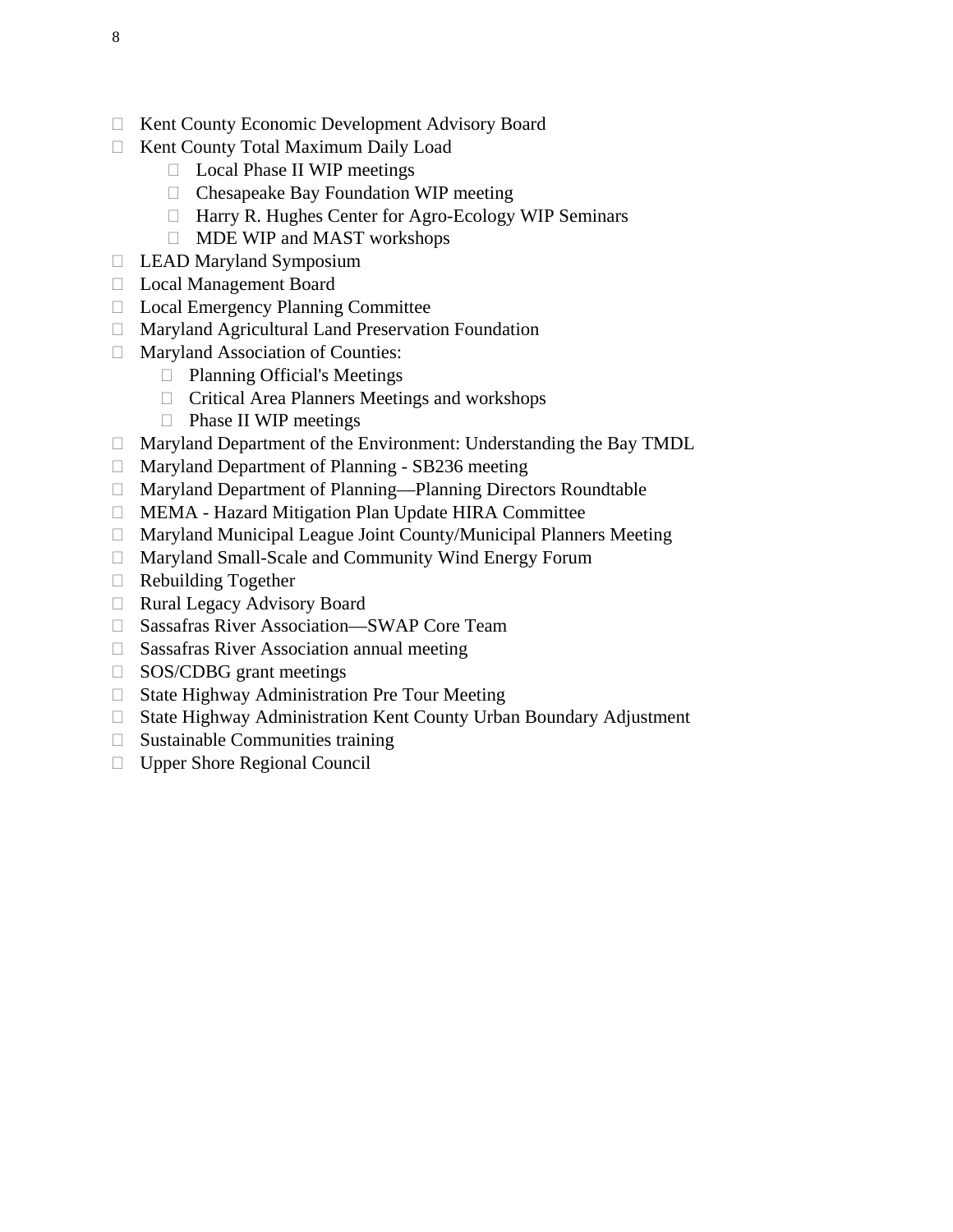- Kent County Economic Development Advisory Board
- Kent County Total Maximum Daily Load
  - Local Phase II WIP meetings
  - Chesapeake Bay Foundation WIP meeting
  - Harry R. Hughes Center for Agro-Ecology WIP Seminars
  - MDE WIP and MAST workshops
- LEAD Maryland Symposium
- Local Management Board
- Local Emergency Planning Committee
- Maryland Agricultural Land Preservation Foundation
- Maryland Association of Counties:
  - Planning Official's Meetings
  - Critical Area Planners Meetings and workshops
  - Phase II WIP meetings
- Maryland Department of the Environment: Understanding the Bay TMDL
- Maryland Department of Planning - SB236 meeting
- Maryland Department of Planning—Planning Directors Roundtable
- MEMA - Hazard Mitigation Plan Update HIRA Committee
- Maryland Municipal League Joint County/Municipal Planners Meeting
- Maryland Small-Scale and Community Wind Energy Forum
- Rebuilding Together
- Rural Legacy Advisory Board
- Sassafras River Association—SWAP Core Team
- Sassafras River Association annual meeting
- SOS/CDBG grant meetings
- State Highway Administration Pre Tour Meeting
- State Highway Administration Kent County Urban Boundary Adjustment
- Sustainable Communities training
- Upper Shore Regional Council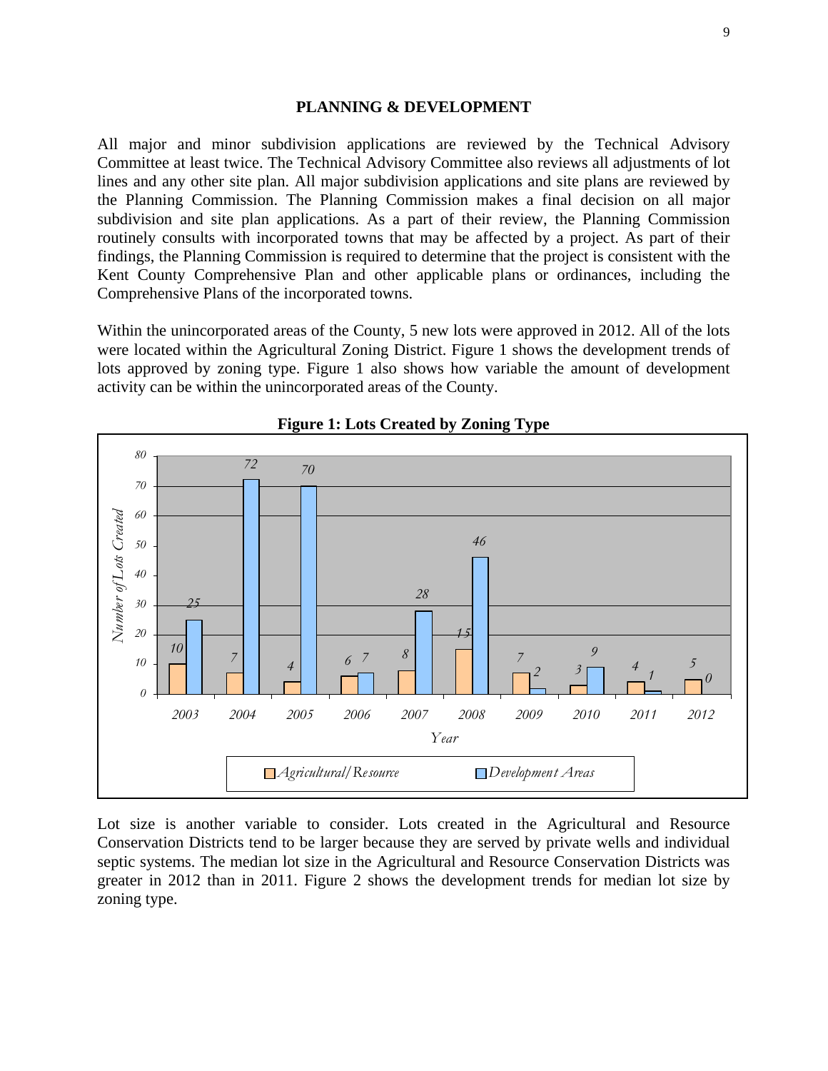## PLANNING & DEVELOPMENT

All major and minor subdivision applications are reviewed by the Technical Advisory Committee at least twice. The Technical Advisory Committee also reviews all adjustments of lot lines and any other site plan. All major subdivision applications and site plans are reviewed by the Planning Commission. The Planning Commission makes a final decision on all major subdivision and site plan applications. As a part of their review, the Planning Commission routinely consults with incorporated towns that may be affected by a project. As part of their findings, the Planning Commission is required to determine that the project is consistent with the Kent County Comprehensive Plan and other applicable plans or ordinances, including the Comprehensive Plans of the incorporated towns.

Within the unincorporated areas of the County, 5 new lots were approved in 2012. All of the lots were located within the Agricultural Zoning District. Figure 1 shows the development trends of lots approved by zoning type. Figure 1 also shows how variable the amount of development activity can be within the unincorporated areas of the County.

**Figure 1: Lots Created by Zoning Type**

| Year | Agricultural/Resource | Development Areas |
|---|---|---|
| 2003 | 10 | 25 |
| 2004 | 7 | 72 |
| 2005 | 4 | 70 |
| 2006 | 6 | 7 |
| 2007 | 8 | 28 |
| 2008 | 15 | 46 |
| 2009 | 7 | 2 |
| 2010 | 3 | 9 |
| 2011 | 4 | 1 |
| 2012 | 5 | 0 |

Lot size is another variable to consider. Lots created in the Agricultural and Resource Conservation Districts tend to be larger because they are served by private wells and individual septic systems. The median lot size in the Agricultural and Resource Conservation Districts was greater in 2012 than in 2011. Figure 2 shows the development trends for median lot size by zoning type.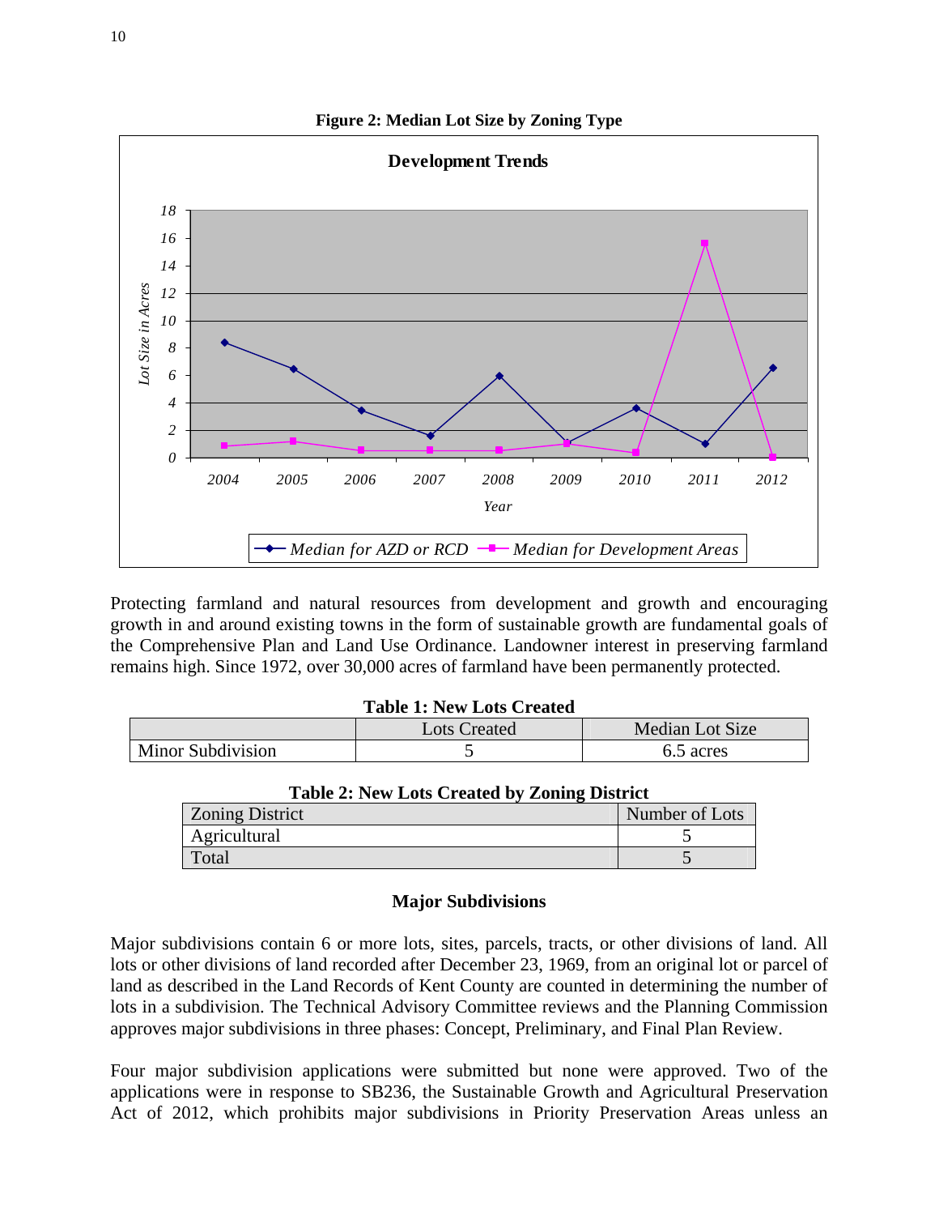**Figure 2: Median Lot Size by Zoning Type**

Protecting farmland and natural resources from development and growth and encouraging growth in and around existing towns in the form of sustainable growth are fundamental goals of the Comprehensive Plan and Land Use Ordinance. Landowner interest in preserving farmland remains high. Since 1972, over 30,000 acres of farmland have been permanently protected.

**Table 1: New Lots Created**

| | Lots Created | Median Lot Size |
|---|---|---|
| Minor Subdivision | 5 | 6.5 acres |

**Table 2: New Lots Created by Zoning District**

| Zoning District | Number of Lots |
|---|---|
| Agricultural | 5 |
| Total | 5 |

### Major Subdivisions

Major subdivisions contain 6 or more lots, sites, parcels, tracts, or other divisions of land. All lots or other divisions of land recorded after December 23, 1969, from an original lot or parcel of land as described in the Land Records of Kent County are counted in determining the number of lots in a subdivision. The Technical Advisory Committee reviews and the Planning Commission approves major subdivisions in three phases: Concept, Preliminary, and Final Plan Review.

Four major subdivision applications were submitted but none were approved. Two of the applications were in response to SB236, the Sustainable Growth and Agricultural Preservation Act of 2012, which prohibits major subdivisions in Priority Preservation Areas unless an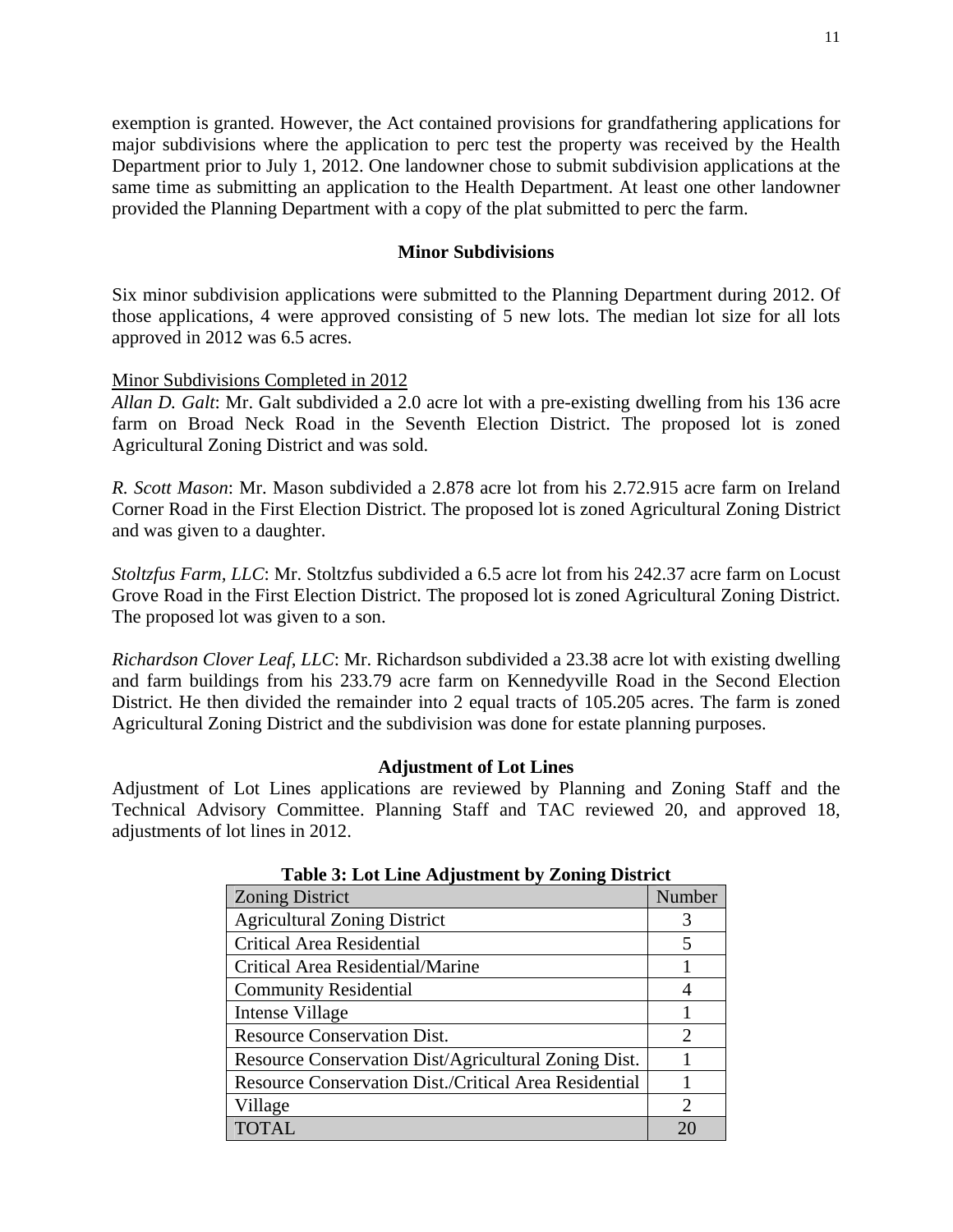exemption is granted. However, the Act contained provisions for grandfathering applications for major subdivisions where the application to perc test the property was received by the Health Department prior to July 1, 2012. One landowner chose to submit subdivision applications at the same time as submitting an application to the Health Department. At least one other landowner provided the Planning Department with a copy of the plat submitted to perc the farm.

### Minor Subdivisions

Six minor subdivision applications were submitted to the Planning Department during 2012. Of those applications, 4 were approved consisting of 5 new lots. The median lot size for all lots approved in 2012 was 6.5 acres.

Minor Subdivisions Completed in 2012

*Allan D. Galt*: Mr. Galt subdivided a 2.0 acre lot with a pre-existing dwelling from his 136 acre farm on Broad Neck Road in the Seventh Election District. The proposed lot is zoned Agricultural Zoning District and was sold.

*R. Scott Mason*: Mr. Mason subdivided a 2.878 acre lot from his 2.72.915 acre farm on Ireland Corner Road in the First Election District. The proposed lot is zoned Agricultural Zoning District and was given to a daughter.

*Stoltzfus Farm, LLC*: Mr. Stoltzfus subdivided a 6.5 acre lot from his 242.37 acre farm on Locust Grove Road in the First Election District. The proposed lot is zoned Agricultural Zoning District. The proposed lot was given to a son.

*Richardson Clover Leaf, LLC*: Mr. Richardson subdivided a 23.38 acre lot with existing dwelling and farm buildings from his 233.79 acre farm on Kennedyville Road in the Second Election District. He then divided the remainder into 2 equal tracts of 105.205 acres. The farm is zoned Agricultural Zoning District and the subdivision was done for estate planning purposes.

### Adjustment of Lot Lines

Adjustment of Lot Lines applications are reviewed by Planning and Zoning Staff and the Technical Advisory Committee. Planning Staff and TAC reviewed 20, and approved 18, adjustments of lot lines in 2012.

**Table 3: Lot Line Adjustment by Zoning District**

| Zoning District | Number |
|---|---|
| Agricultural Zoning District | 3 |
| Critical Area Residential | 5 |
| Critical Area Residential/Marine | 1 |
| Community Residential | 4 |
| Intense Village | 1 |
| Resource Conservation Dist. | 2 |
| Resource Conservation Dist/Agricultural Zoning Dist. | 1 |
| Resource Conservation Dist./Critical Area Residential | 1 |
| Village | 2 |
| TOTAL | 20 |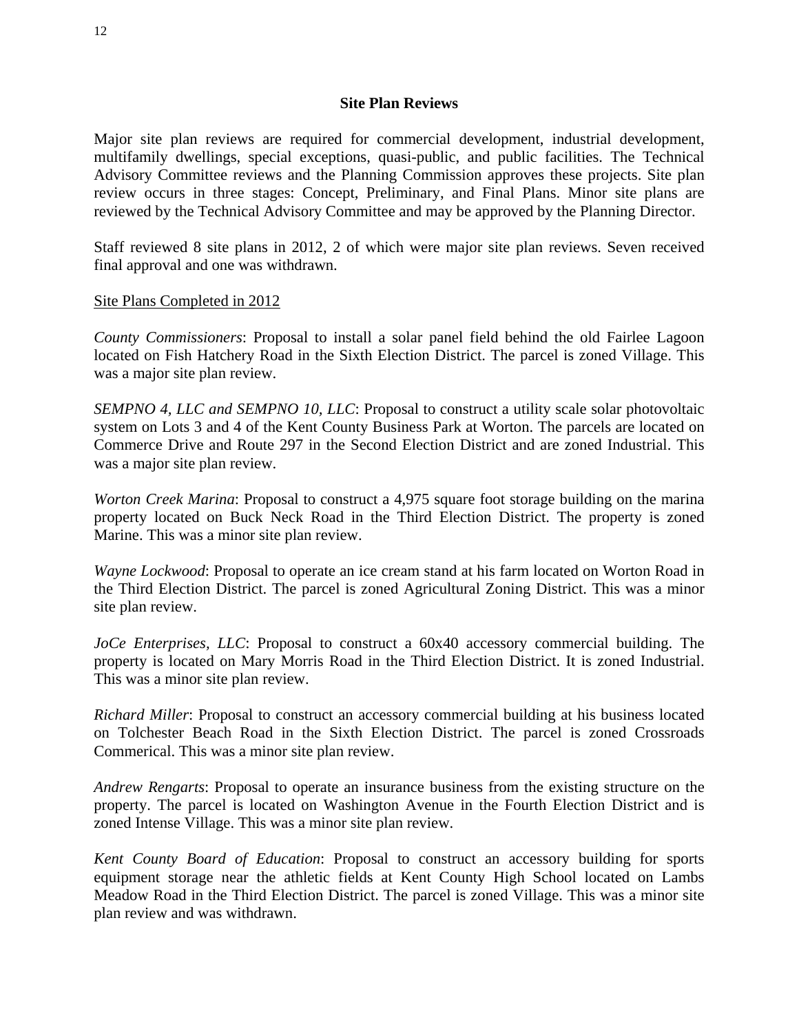## Site Plan Reviews

Major site plan reviews are required for commercial development, industrial development, multifamily dwellings, special exceptions, quasi-public, and public facilities. The Technical Advisory Committee reviews and the Planning Commission approves these projects. Site plan review occurs in three stages: Concept, Preliminary, and Final Plans. Minor site plans are reviewed by the Technical Advisory Committee and may be approved by the Planning Director.

Staff reviewed 8 site plans in 2012, 2 of which were major site plan reviews. Seven received final approval and one was withdrawn.

<u>Site Plans Completed in 2012</u>

*County Commissioners*: Proposal to install a solar panel field behind the old Fairlee Lagoon located on Fish Hatchery Road in the Sixth Election District. The parcel is zoned Village. This was a major site plan review.

*SEMPNO 4, LLC and SEMPNO 10, LLC*: Proposal to construct a utility scale solar photovoltaic system on Lots 3 and 4 of the Kent County Business Park at Worton. The parcels are located on Commerce Drive and Route 297 in the Second Election District and are zoned Industrial. This was a major site plan review.

*Worton Creek Marina*: Proposal to construct a 4,975 square foot storage building on the marina property located on Buck Neck Road in the Third Election District. The property is zoned Marine. This was a minor site plan review.

*Wayne Lockwood*: Proposal to operate an ice cream stand at his farm located on Worton Road in the Third Election District. The parcel is zoned Agricultural Zoning District. This was a minor site plan review.

*JoCe Enterprises, LLC*: Proposal to construct a 60x40 accessory commercial building. The property is located on Mary Morris Road in the Third Election District. It is zoned Industrial. This was a minor site plan review.

*Richard Miller*: Proposal to construct an accessory commercial building at his business located on Tolchester Beach Road in the Sixth Election District. The parcel is zoned Crossroads Commerical. This was a minor site plan review.

*Andrew Rengarts*: Proposal to operate an insurance business from the existing structure on the property. The parcel is located on Washington Avenue in the Fourth Election District and is zoned Intense Village. This was a minor site plan review.

*Kent County Board of Education*: Proposal to construct an accessory building for sports equipment storage near the athletic fields at Kent County High School located on Lambs Meadow Road in the Third Election District. The parcel is zoned Village. This was a minor site plan review and was withdrawn.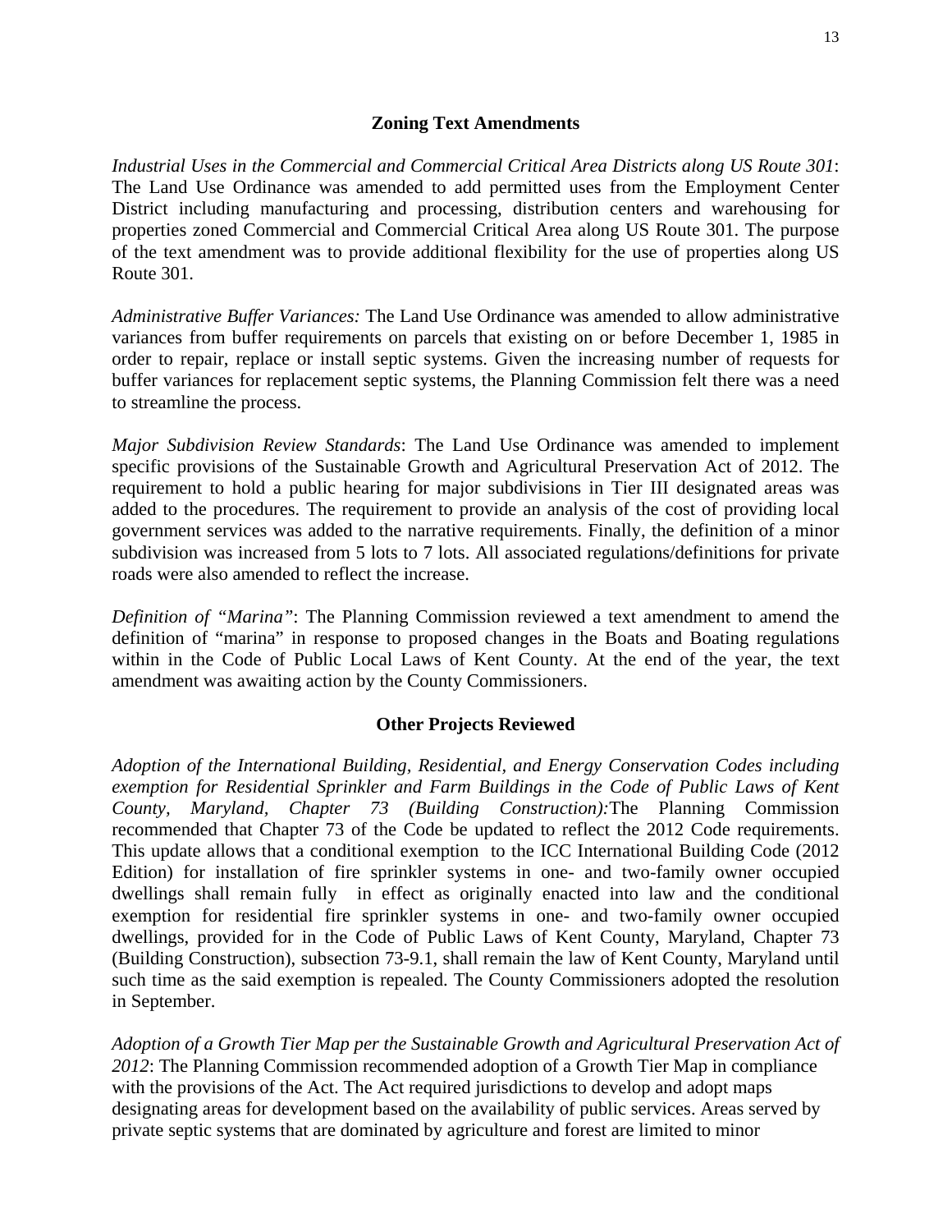## Zoning Text Amendments

*Industrial Uses in the Commercial and Commercial Critical Area Districts along US Route 301*: The Land Use Ordinance was amended to add permitted uses from the Employment Center District including manufacturing and processing, distribution centers and warehousing for properties zoned Commercial and Commercial Critical Area along US Route 301. The purpose of the text amendment was to provide additional flexibility for the use of properties along US Route 301.

*Administrative Buffer Variances:* The Land Use Ordinance was amended to allow administrative variances from buffer requirements on parcels that existing on or before December 1, 1985 in order to repair, replace or install septic systems. Given the increasing number of requests for buffer variances for replacement septic systems, the Planning Commission felt there was a need to streamline the process.

*Major Subdivision Review Standards*: The Land Use Ordinance was amended to implement specific provisions of the Sustainable Growth and Agricultural Preservation Act of 2012. The requirement to hold a public hearing for major subdivisions in Tier III designated areas was added to the procedures. The requirement to provide an analysis of the cost of providing local government services was added to the narrative requirements. Finally, the definition of a minor subdivision was increased from 5 lots to 7 lots. All associated regulations/definitions for private roads were also amended to reflect the increase.

*Definition of "Marina"*: The Planning Commission reviewed a text amendment to amend the definition of "marina" in response to proposed changes in the Boats and Boating regulations within in the Code of Public Local Laws of Kent County. At the end of the year, the text amendment was awaiting action by the County Commissioners.

## Other Projects Reviewed

*Adoption of the International Building, Residential, and Energy Conservation Codes including exemption for Residential Sprinkler and Farm Buildings in the Code of Public Laws of Kent County, Maryland, Chapter 73 (Building Construction):* The Planning Commission recommended that Chapter 73 of the Code be updated to reflect the 2012 Code requirements. This update allows that a conditional exemption to the ICC International Building Code (2012 Edition) for installation of fire sprinkler systems in one- and two-family owner occupied dwellings shall remain fully in effect as originally enacted into law and the conditional exemption for residential fire sprinkler systems in one- and two-family owner occupied dwellings, provided for in the Code of Public Laws of Kent County, Maryland, Chapter 73 (Building Construction), subsection 73-9.1, shall remain the law of Kent County, Maryland until such time as the said exemption is repealed. The County Commissioners adopted the resolution in September.

*Adoption of a Growth Tier Map per the Sustainable Growth and Agricultural Preservation Act of 2012*: The Planning Commission recommended adoption of a Growth Tier Map in compliance with the provisions of the Act. The Act required jurisdictions to develop and adopt maps designating areas for development based on the availability of public services. Areas served by private septic systems that are dominated by agriculture and forest are limited to minor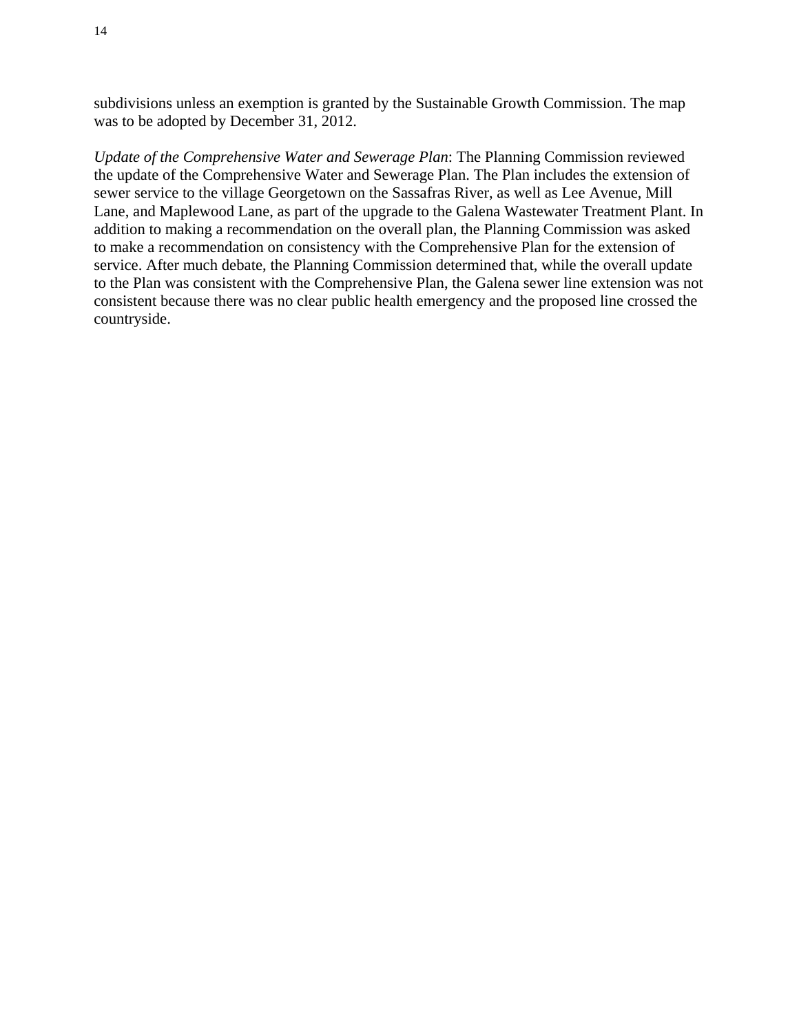subdivisions unless an exemption is granted by the Sustainable Growth Commission. The map was to be adopted by December 31, 2012.

*Update of the Comprehensive Water and Sewerage Plan*: The Planning Commission reviewed the update of the Comprehensive Water and Sewerage Plan. The Plan includes the extension of sewer service to the village Georgetown on the Sassafras River, as well as Lee Avenue, Mill Lane, and Maplewood Lane, as part of the upgrade to the Galena Wastewater Treatment Plant. In addition to making a recommendation on the overall plan, the Planning Commission was asked to make a recommendation on consistency with the Comprehensive Plan for the extension of service. After much debate, the Planning Commission determined that, while the overall update to the Plan was consistent with the Comprehensive Plan, the Galena sewer line extension was not consistent because there was no clear public health emergency and the proposed line crossed the countryside.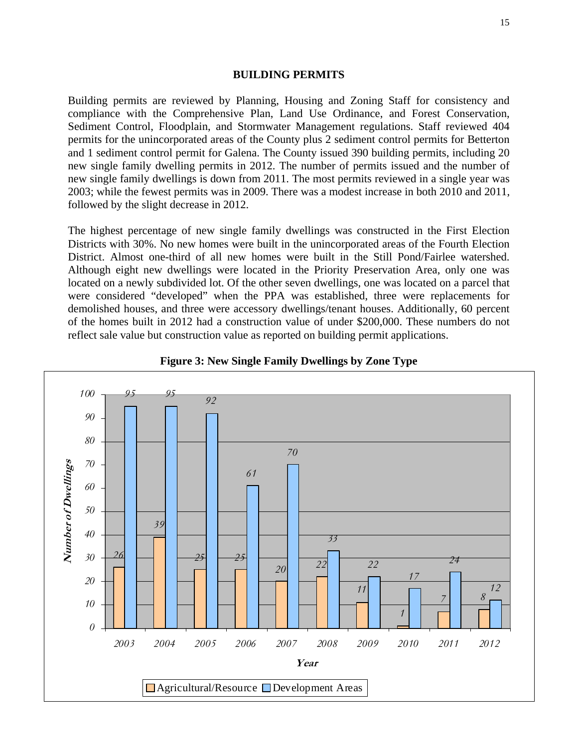## BUILDING PERMITS

Building permits are reviewed by Planning, Housing and Zoning Staff for consistency and compliance with the Comprehensive Plan, Land Use Ordinance, and Forest Conservation, Sediment Control, Floodplain, and Stormwater Management regulations. Staff reviewed 404 permits for the unincorporated areas of the County plus 2 sediment control permits for Betterton and 1 sediment control permit for Galena. The County issued 390 building permits, including 20 new single family dwelling permits in 2012. The number of permits issued and the number of new single family dwellings is down from 2011. The most permits reviewed in a single year was 2003; while the fewest permits was in 2009. There was a modest increase in both 2010 and 2011, followed by the slight decrease in 2012.

The highest percentage of new single family dwellings was constructed in the First Election Districts with 30%. No new homes were built in the unincorporated areas of the Fourth Election District. Almost one-third of all new homes were built in the Still Pond/Fairlee watershed. Although eight new dwellings were located in the Priority Preservation Area, only one was located on a newly subdivided lot. Of the other seven dwellings, one was located on a parcel that were considered "developed" when the PPA was established, three were replacements for demolished houses, and three were accessory dwellings/tenant houses. Additionally, 60 percent of the homes built in 2012 had a construction value of under $200,000. These numbers do not reflect sale value but construction value as reported on building permit applications.

**Figure 3: New Single Family Dwellings by Zone Type**

| Year | Agricultural/Resource | Development Areas |
|---|---|---|
| 2003 | 26 | 95 |
| 2004 | 39 | 95 |
| 2005 | 25 | 92 |
| 2006 | 25 | 61 |
| 2007 | 20 | 70 |
| 2008 | 22 | 33 |
| 2009 | 11 | 22 |
| 2010 | 1 | 17 |
| 2011 | 7 | 24 |
| 2012 | 8 | 12 |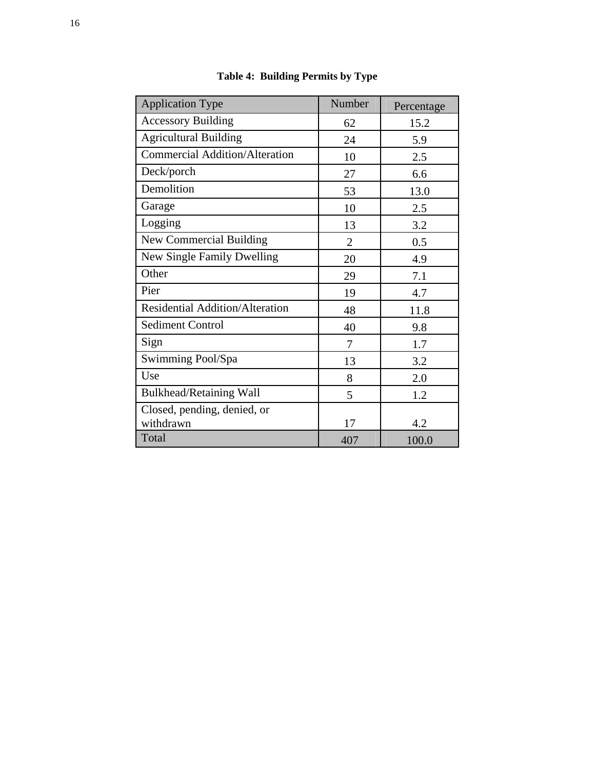**Table 4: Building Permits by Type**

| Application Type | Number | Percentage |
| --- | --- | --- |
| Accessory Building | 62 | 15.2 |
| Agricultural Building | 24 | 5.9 |
| Commercial Addition/Alteration | 10 | 2.5 |
| Deck/porch | 27 | 6.6 |
| Demolition | 53 | 13.0 |
| Garage | 10 | 2.5 |
| Logging | 13 | 3.2 |
| New Commercial Building | 2 | 0.5 |
| New Single Family Dwelling | 20 | 4.9 |
| Other | 29 | 7.1 |
| Pier | 19 | 4.7 |
| Residential Addition/Alteration | 48 | 11.8 |
| Sediment Control | 40 | 9.8 |
| Sign | 7 | 1.7 |
| Swimming Pool/Spa | 13 | 3.2 |
| Use | 8 | 2.0 |
| Bulkhead/Retaining Wall | 5 | 1.2 |
| Closed, pending, denied, or withdrawn | 17 | 4.2 |
| Total | 407 | 100.0 |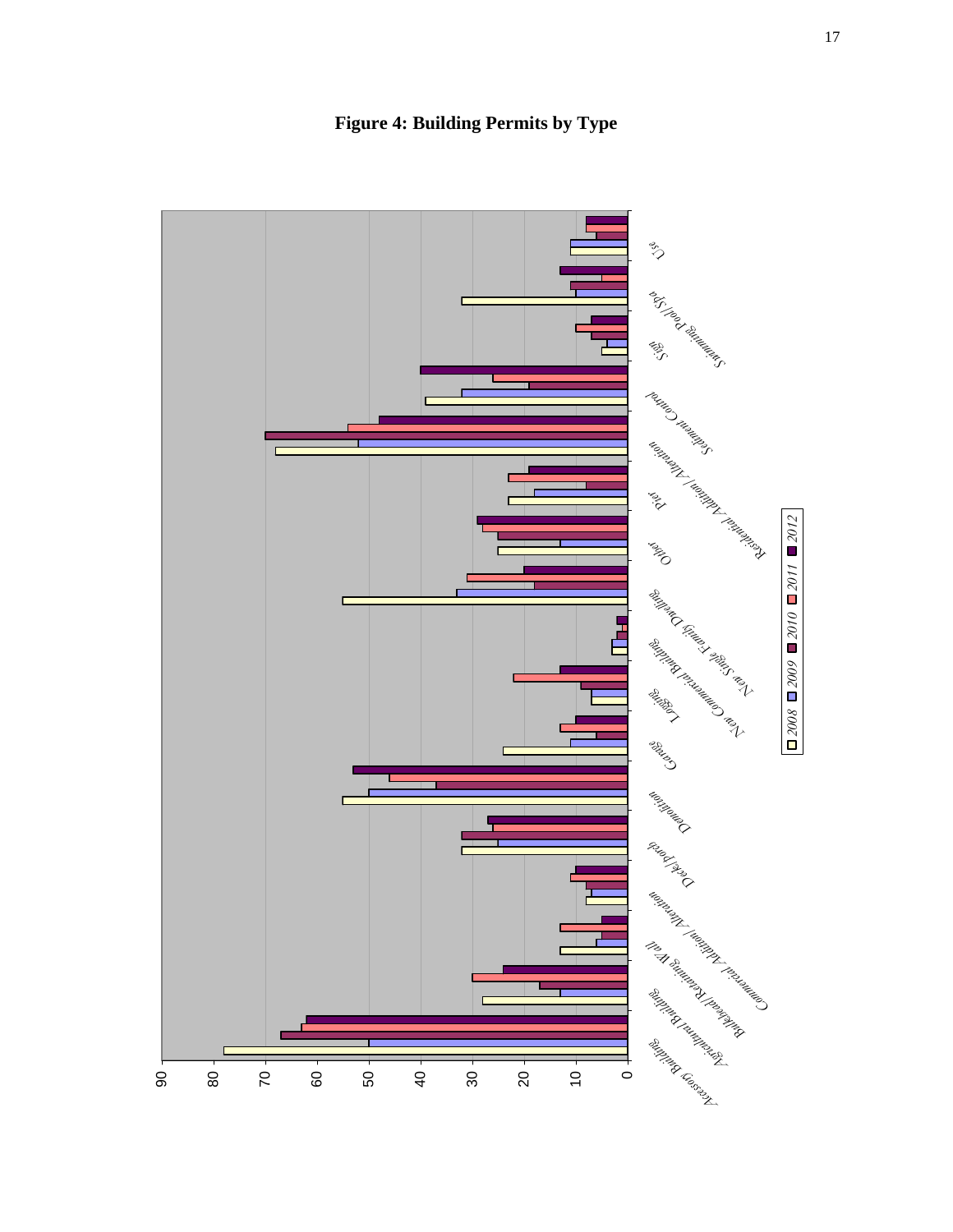# Figure 4: Building Permits by Type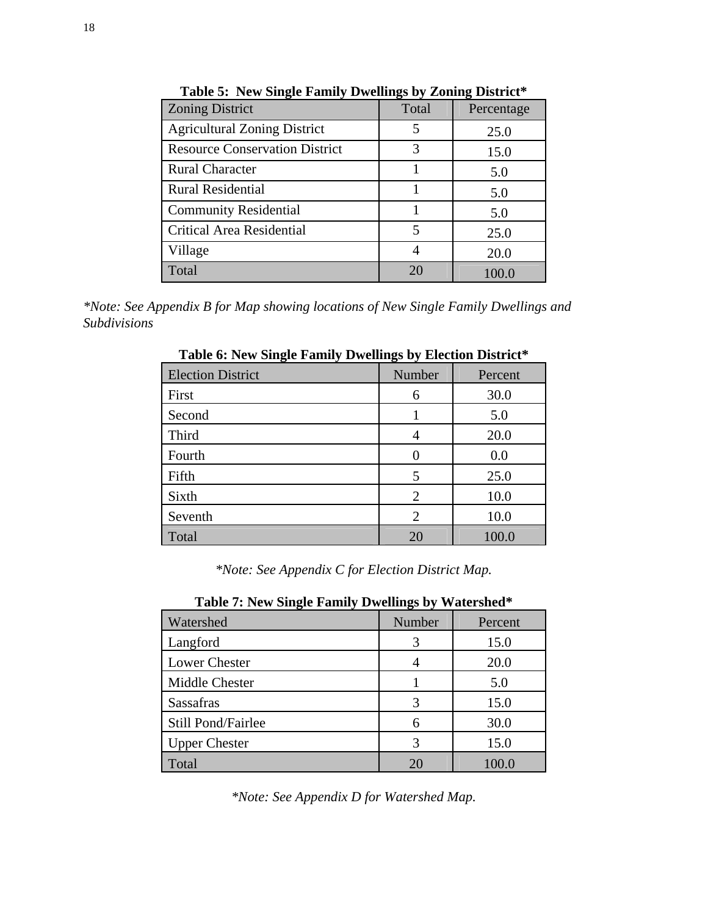**Table 5: New Single Family Dwellings by Zoning District***

| Zoning District | Total | Percentage |
|---|---|---|
| Agricultural Zoning District | 5 | 25.0 |
| Resource Conservation District | 3 | 15.0 |
| Rural Character | 1 | 5.0 |
| Rural Residential | 1 | 5.0 |
| Community Residential | 1 | 5.0 |
| Critical Area Residential | 5 | 25.0 |
| Village | 4 | 20.0 |
| Total | 20 | 100.0 |

*\*Note: See Appendix B for Map showing locations of New Single Family Dwellings and Subdivisions*

**Table 6: New Single Family Dwellings by Election District***

| Election District | Number | Percent |
|---|---|---|
| First | 6 | 30.0 |
| Second | 1 | 5.0 |
| Third | 4 | 20.0 |
| Fourth | 0 | 0.0 |
| Fifth | 5 | 25.0 |
| Sixth | 2 | 10.0 |
| Seventh | 2 | 10.0 |
| Total | 20 | 100.0 |

*\*Note: See Appendix C for Election District Map.*

**Table 7: New Single Family Dwellings by Watershed***

| Watershed | Number | Percent |
|---|---|---|
| Langford | 3 | 15.0 |
| Lower Chester | 4 | 20.0 |
| Middle Chester | 1 | 5.0 |
| Sassafras | 3 | 15.0 |
| Still Pond/Fairlee | 6 | 30.0 |
| Upper Chester | 3 | 15.0 |
| Total | 20 | 100.0 |

*\*Note: See Appendix D for Watershed Map.*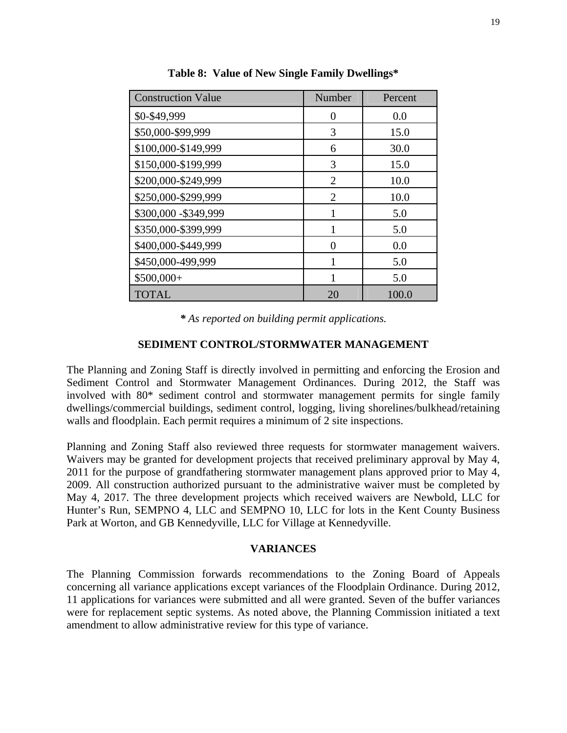**Table 8: Value of New Single Family Dwellings***

| Construction Value | Number | Percent |
|---|---|---|
| $0-$49,999 | 0 | 0.0 |
| $50,000-$99,999 | 3 | 15.0 |
| $100,000-$149,999 | 6 | 30.0 |
| $150,000-$199,999 | 3 | 15.0 |
| $200,000-$249,999 | 2 | 10.0 |
| $250,000-$299,999 | 2 | 10.0 |
| $300,000 -$349,999 | 1 | 5.0 |
| $350,000-$399,999 | 1 | 5.0 |
| $400,000-$449,999 | 0 | 0.0 |
| $450,000-499,999 | 1 | 5.0 |
| $500,000+ | 1 | 5.0 |
| TOTAL | 20 | 100.0 |

***** *As reported on building permit applications.*

## SEDIMENT CONTROL/STORMWATER MANAGEMENT

The Planning and Zoning Staff is directly involved in permitting and enforcing the Erosion and Sediment Control and Stormwater Management Ordinances. During 2012, the Staff was involved with 80* sediment control and stormwater management permits for single family dwellings/commercial buildings, sediment control, logging, living shorelines/bulkhead/retaining walls and floodplain. Each permit requires a minimum of 2 site inspections.

Planning and Zoning Staff also reviewed three requests for stormwater management waivers. Waivers may be granted for development projects that received preliminary approval by May 4, 2011 for the purpose of grandfathering stormwater management plans approved prior to May 4, 2009. All construction authorized pursuant to the administrative waiver must be completed by May 4, 2017. The three development projects which received waivers are Newbold, LLC for Hunter's Run, SEMPNO 4, LLC and SEMPNO 10, LLC for lots in the Kent County Business Park at Worton, and GB Kennedyville, LLC for Village at Kennedyville.

## VARIANCES

The Planning Commission forwards recommendations to the Zoning Board of Appeals concerning all variance applications except variances of the Floodplain Ordinance. During 2012, 11 applications for variances were submitted and all were granted. Seven of the buffer variances were for replacement septic systems. As noted above, the Planning Commission initiated a text amendment to allow administrative review for this type of variance.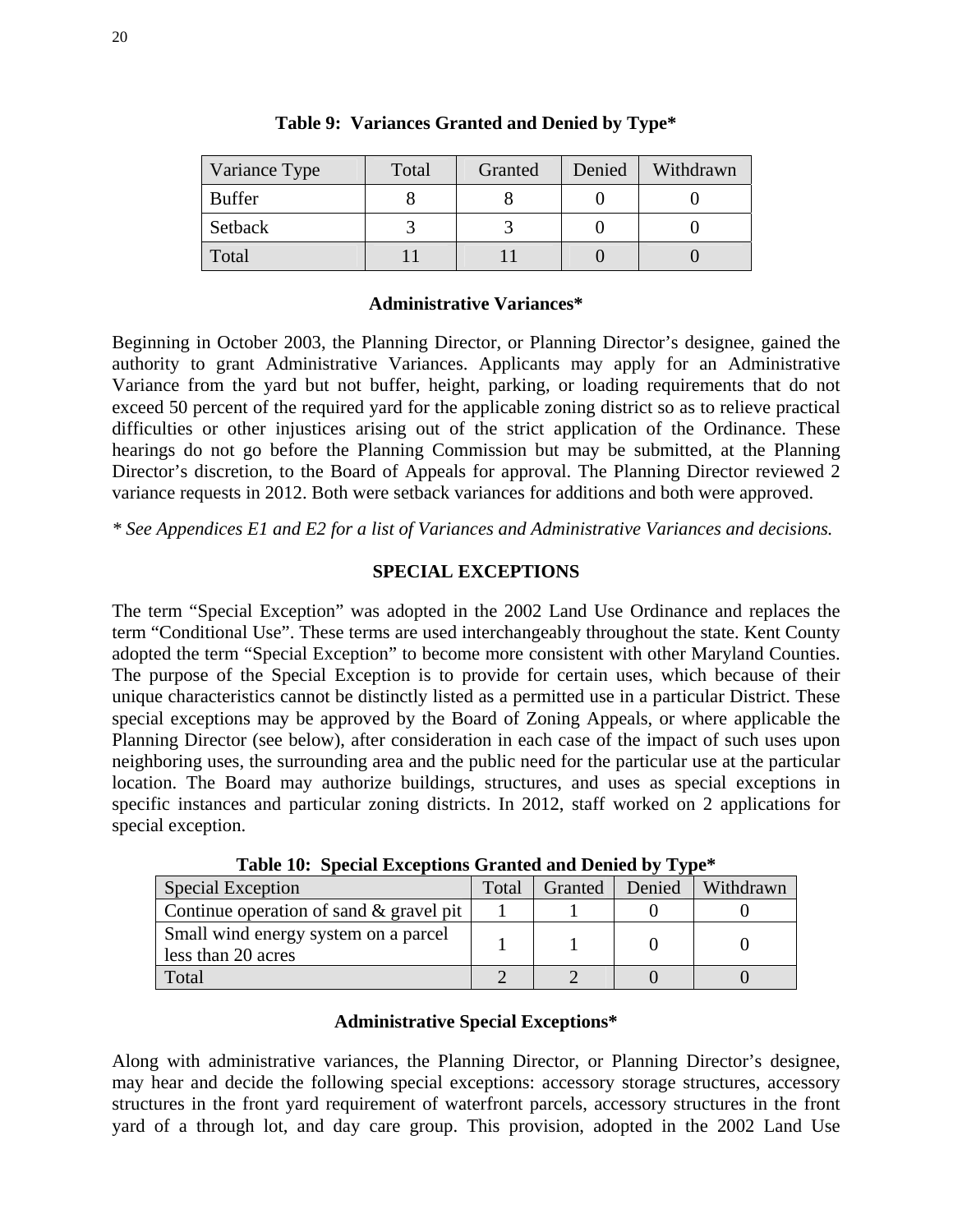**Table 9: Variances Granted and Denied by Type***

| Variance Type | Total | Granted | Denied | Withdrawn |
|---|---|---|---|---|
| Buffer | 8 | 8 | 0 | 0 |
| Setback | 3 | 3 | 0 | 0 |
| Total | 11 | 11 | 0 | 0 |

### Administrative Variances*

Beginning in October 2003, the Planning Director, or Planning Director's designee, gained the authority to grant Administrative Variances. Applicants may apply for an Administrative Variance from the yard but not buffer, height, parking, or loading requirements that do not exceed 50 percent of the required yard for the applicable zoning district so as to relieve practical difficulties or other injustices arising out of the strict application of the Ordinance. These hearings do not go before the Planning Commission but may be submitted, at the Planning Director's discretion, to the Board of Appeals for approval. The Planning Director reviewed 2 variance requests in 2012. Both were setback variances for additions and both were approved.

*\* See Appendices E1 and E2 for a list of Variances and Administrative Variances and decisions.*

## SPECIAL EXCEPTIONS

The term "Special Exception" was adopted in the 2002 Land Use Ordinance and replaces the term "Conditional Use". These terms are used interchangeably throughout the state. Kent County adopted the term "Special Exception" to become more consistent with other Maryland Counties. The purpose of the Special Exception is to provide for certain uses, which because of their unique characteristics cannot be distinctly listed as a permitted use in a particular District. These special exceptions may be approved by the Board of Zoning Appeals, or where applicable the Planning Director (see below), after consideration in each case of the impact of such uses upon neighboring uses, the surrounding area and the public need for the particular use at the particular location. The Board may authorize buildings, structures, and uses as special exceptions in specific instances and particular zoning districts. In 2012, staff worked on 2 applications for special exception.

**Table 10: Special Exceptions Granted and Denied by Type***

| Special Exception | Total | Granted | Denied | Withdrawn |
|---|---|---|---|---|
| Continue operation of sand & gravel pit | 1 | 1 | 0 | 0 |
| Small wind energy system on a parcel less than 20 acres | 1 | 1 | 0 | 0 |
| Total | 2 | 2 | 0 | 0 |

### Administrative Special Exceptions*

Along with administrative variances, the Planning Director, or Planning Director's designee, may hear and decide the following special exceptions: accessory storage structures, accessory structures in the front yard requirement of waterfront parcels, accessory structures in the front yard of a through lot, and day care group. This provision, adopted in the 2002 Land Use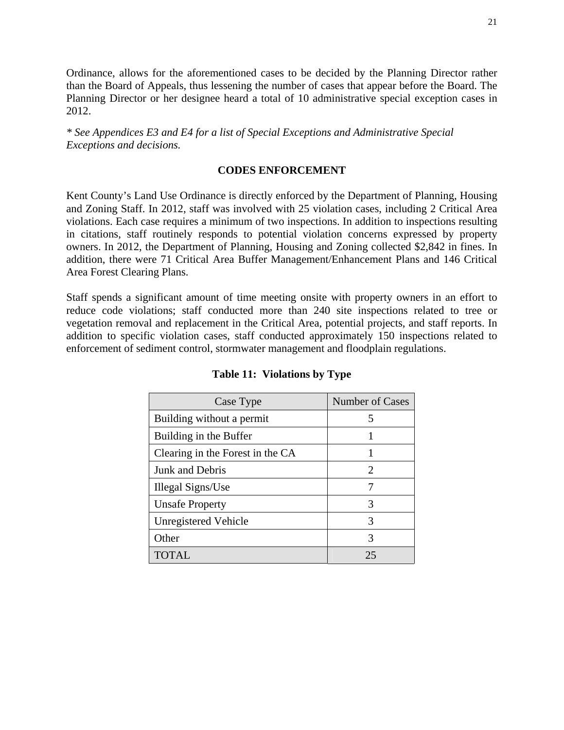Ordinance, allows for the aforementioned cases to be decided by the Planning Director rather than the Board of Appeals, thus lessening the number of cases that appear before the Board. The Planning Director or her designee heard a total of 10 administrative special exception cases in 2012.

*\* See Appendices E3 and E4 for a list of Special Exceptions and Administrative Special Exceptions and decisions.*

## CODES ENFORCEMENT

Kent County's Land Use Ordinance is directly enforced by the Department of Planning, Housing and Zoning Staff. In 2012, staff was involved with 25 violation cases, including 2 Critical Area violations. Each case requires a minimum of two inspections. In addition to inspections resulting in citations, staff routinely responds to potential violation concerns expressed by property owners. In 2012, the Department of Planning, Housing and Zoning collected $2,842 in fines. In addition, there were 71 Critical Area Buffer Management/Enhancement Plans and 146 Critical Area Forest Clearing Plans.

Staff spends a significant amount of time meeting onsite with property owners in an effort to reduce code violations; staff conducted more than 240 site inspections related to tree or vegetation removal and replacement in the Critical Area, potential projects, and staff reports. In addition to specific violation cases, staff conducted approximately 150 inspections related to enforcement of sediment control, stormwater management and floodplain regulations.

**Table 11: Violations by Type**

| Case Type | Number of Cases |
|---|---|
| Building without a permit | 5 |
| Building in the Buffer | 1 |
| Clearing in the Forest in the CA | 1 |
| Junk and Debris | 2 |
| Illegal Signs/Use | 7 |
| Unsafe Property | 3 |
| Unregistered Vehicle | 3 |
| Other | 3 |
| TOTAL | 25 |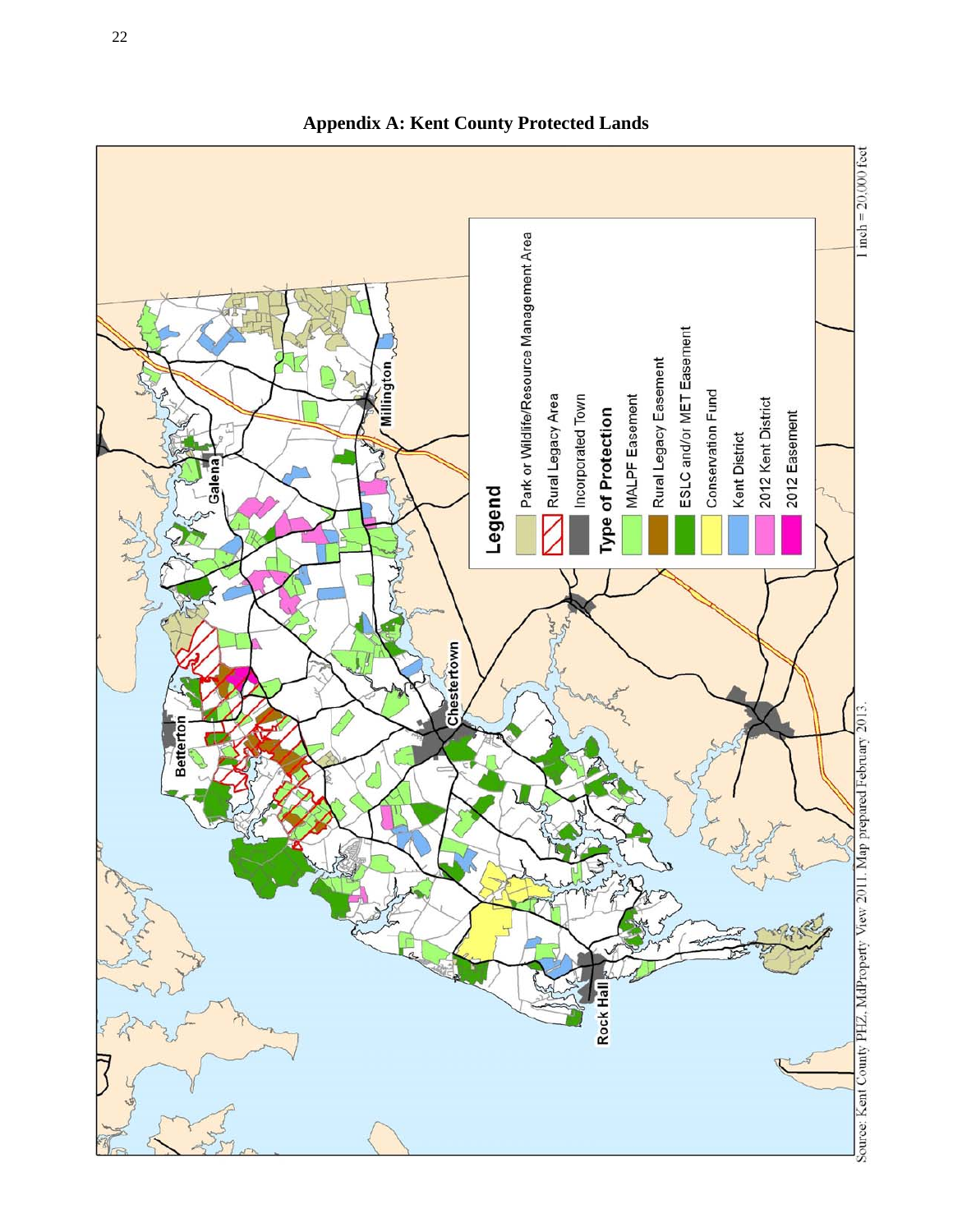# Appendix A: Kent County Protected Lands

**Legend**

- Park or Wildlife/Resource Management Area
- Rural Legacy Area
- Incorporated Town

**Type of Protection**

- MALPF Easement
- Rural Legacy Easement
- ESLC and/or MET Easement
- Conservation Fund
- Kent District
- 2012 Kent District
- 2012 Easement

Millington

Galena

Chestertown

Betterton

Rock Hall

1 inch = 20,000 feet

Source: Kent County PHZ, MdProperty View 2011. Map prepared February 2013.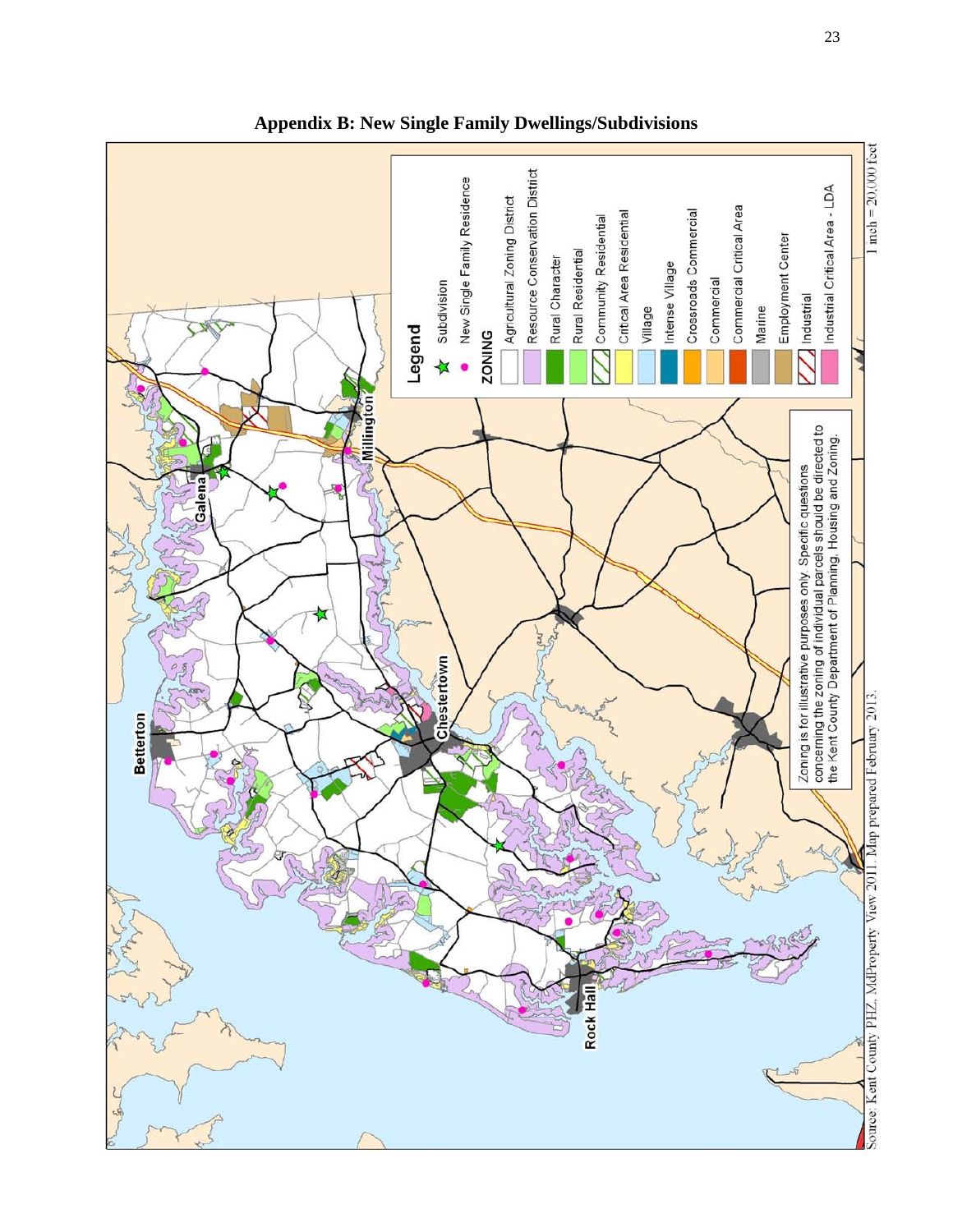# Appendix B: New Single Family Dwellings/Subdivisions

**Legend**

- Subdivision
- New Single Family Residence

**ZONING**

- Agricultural Zoning District
- Resource Conservation District
- Rural Character
- Rural Residential
- Community Residential
- Critical Area Residential
- Village
- Intense Village
- Crossroads Commercial
- Commercial
- Commercial Critical Area
- Marine
- Employment Center
- Industrial
- Industrial Critical Area - LDA

Zoning is for illustrative purposes only. Specific questions concerning the zoning of individual parcels should be directed to the Kent County Department of Planning, Housing and Zoning.

Millington

Galena

Betterton

Chestertown

Rock Hall

1 inch = 20,000 feet

Source: Kent County PHZ, MdProperty View 2011. Map prepared February 2013.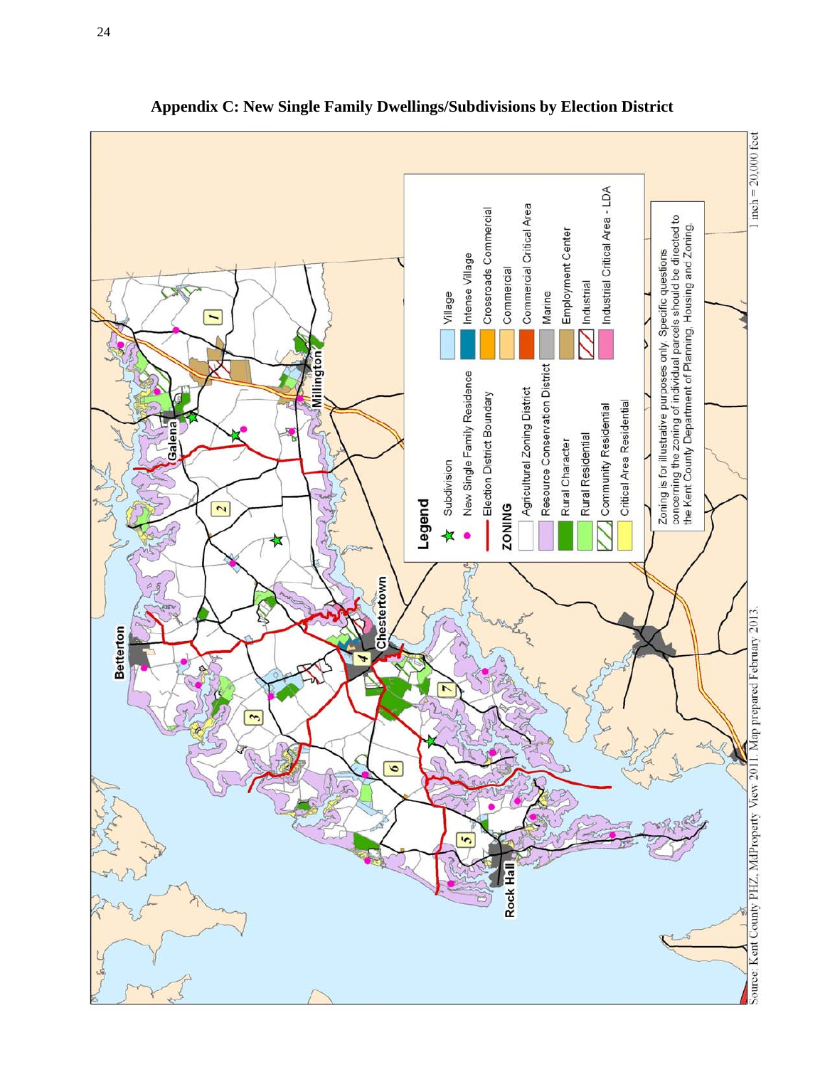## Appendix C: New Single Family Dwellings/Subdivisions by Election District

**Legend**

- Subdivision
- New Single Family Residence
- Election District Boundary

**ZONING**

- Agricultural Zoning District
- Resource Conservation District
- Rural Character
- Rural Residential
- Community Residential
- Critical Area Residential
- Village
- Intense Village
- Crossroads Commercial
- Commercial
- Commercial Critical Area
- Marine
- Employment Center
- Industrial
- Industrial Critical Area - LDA

Zoning is for illustrative purposes only. Specific questions concerning the zoning of individual parcels should be directed to the Kent County Department of Planning, Housing and Zoning.

1 inch = 20,000 feet

Source: Kent County PHZ, MdProperty View 2011. Map prepared February 2013.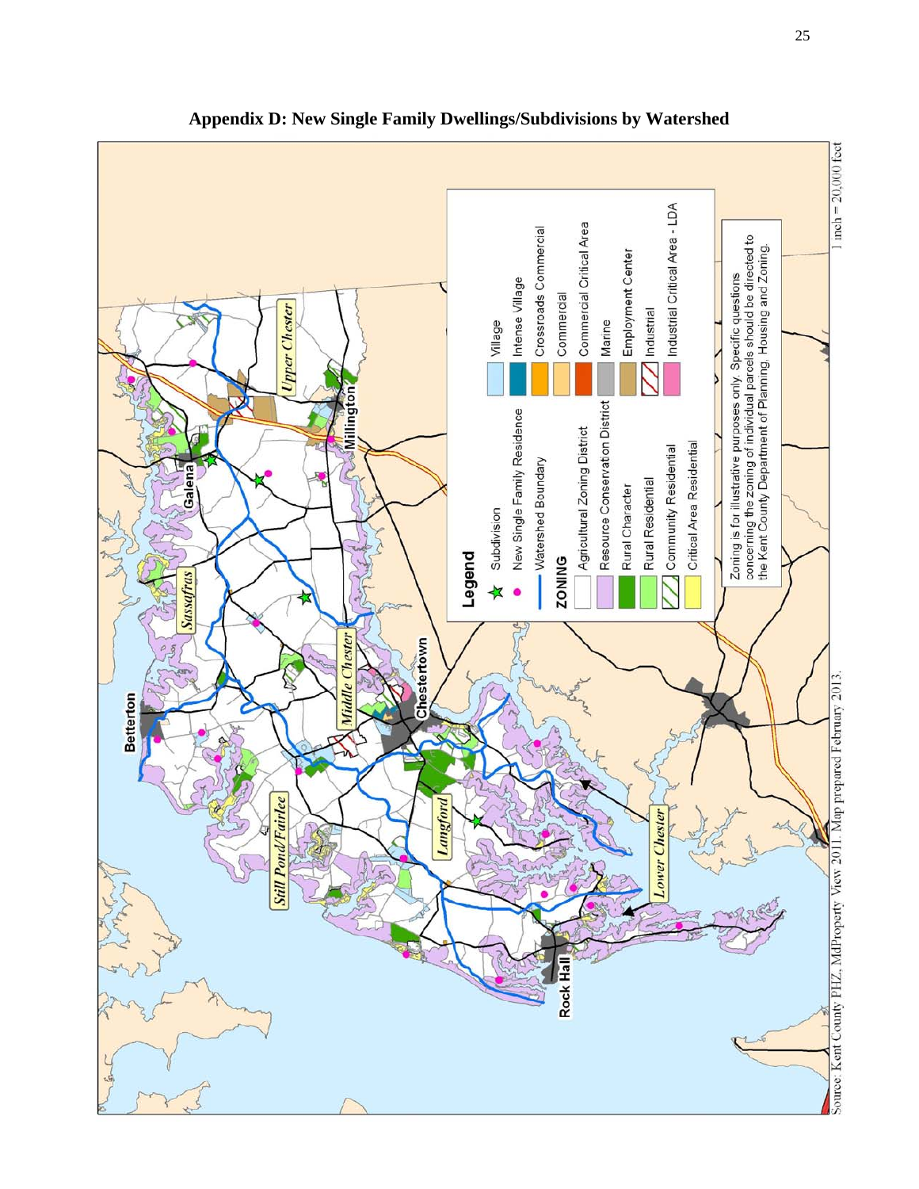# Appendix D: New Single Family Dwellings/Subdivisions by Watershed

Source: Kent County PHZ, MdProperty View 2011. Map prepared February 2013.

1 inch = 20,000 feet

**Legend**

- Subdivision
- New Single Family Residence
- Watershed Boundary

**ZONING**

- Agricultural Zoning District
- Resource Conservation District
- Rural Character
- Rural Residential
- Community Residential
- Critical Area Residential
- Village
- Intense Village
- Crossroads Commercial
- Commercial
- Commercial Critical Area
- Marine
- Employment Center
- Industrial
- Industrial Critical Area - LDA

Zoning is for illustrative purposes only. Specific questions concerning the zoning of individual parcels should be directed to the Kent County Department of Planning, Housing and Zoning.

Upper Chester, Millington, Galena, Sassafras, Middle Chester, Chestertown, Betterton, Still Pond/Fairlee, Langford, Lower Chester, Rock Hall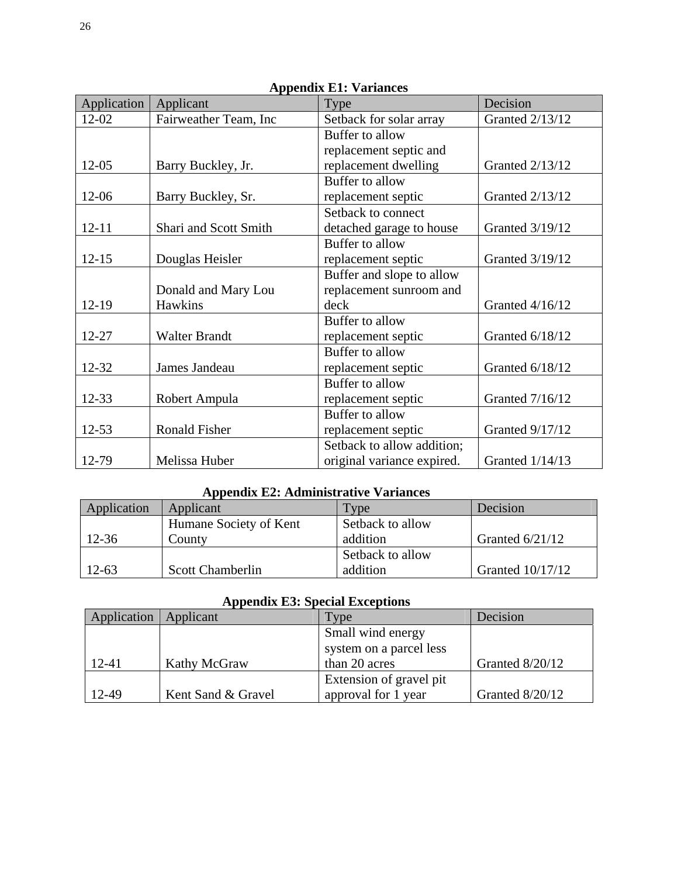### Appendix E1: Variances

| Application | Applicant | Type | Decision |
|---|---|---|---|
| 12-02 | Fairweather Team, Inc | Setback for solar array | Granted 2/13/12 |
| 12-05 | Barry Buckley, Jr. | Buffer to allow replacement septic and replacement dwelling | Granted 2/13/12 |
| 12-06 | Barry Buckley, Sr. | Buffer to allow replacement septic | Granted 2/13/12 |
| 12-11 | Shari and Scott Smith | Setback to connect detached garage to house | Granted 3/19/12 |
| 12-15 | Douglas Heisler | Buffer to allow replacement septic | Granted 3/19/12 |
| 12-19 | Donald and Mary Lou Hawkins | Buffer and slope to allow replacement sunroom and deck | Granted 4/16/12 |
| 12-27 | Walter Brandt | Buffer to allow replacement septic | Granted 6/18/12 |
| 12-32 | James Jandeau | Buffer to allow replacement septic | Granted 6/18/12 |
| 12-33 | Robert Ampula | Buffer to allow replacement septic | Granted 7/16/12 |
| 12-53 | Ronald Fisher | Buffer to allow replacement septic | Granted 9/17/12 |
| 12-79 | Melissa Huber | Setback to allow addition; original variance expired. | Granted 1/14/13 |

### Appendix E2: Administrative Variances

| Application | Applicant | Type | Decision |
|---|---|---|---|
| 12-36 | Humane Society of Kent County | Setback to allow addition | Granted 6/21/12 |
| 12-63 | Scott Chamberlin | Setback to allow addition | Granted 10/17/12 |

### Appendix E3: Special Exceptions

| Application | Applicant | Type | Decision |
|---|---|---|---|
| 12-41 | Kathy McGraw | Small wind energy system on a parcel less than 20 acres | Granted 8/20/12 |
| 12-49 | Kent Sand & Gravel | Extension of gravel pit approval for 1 year | Granted 8/20/12 |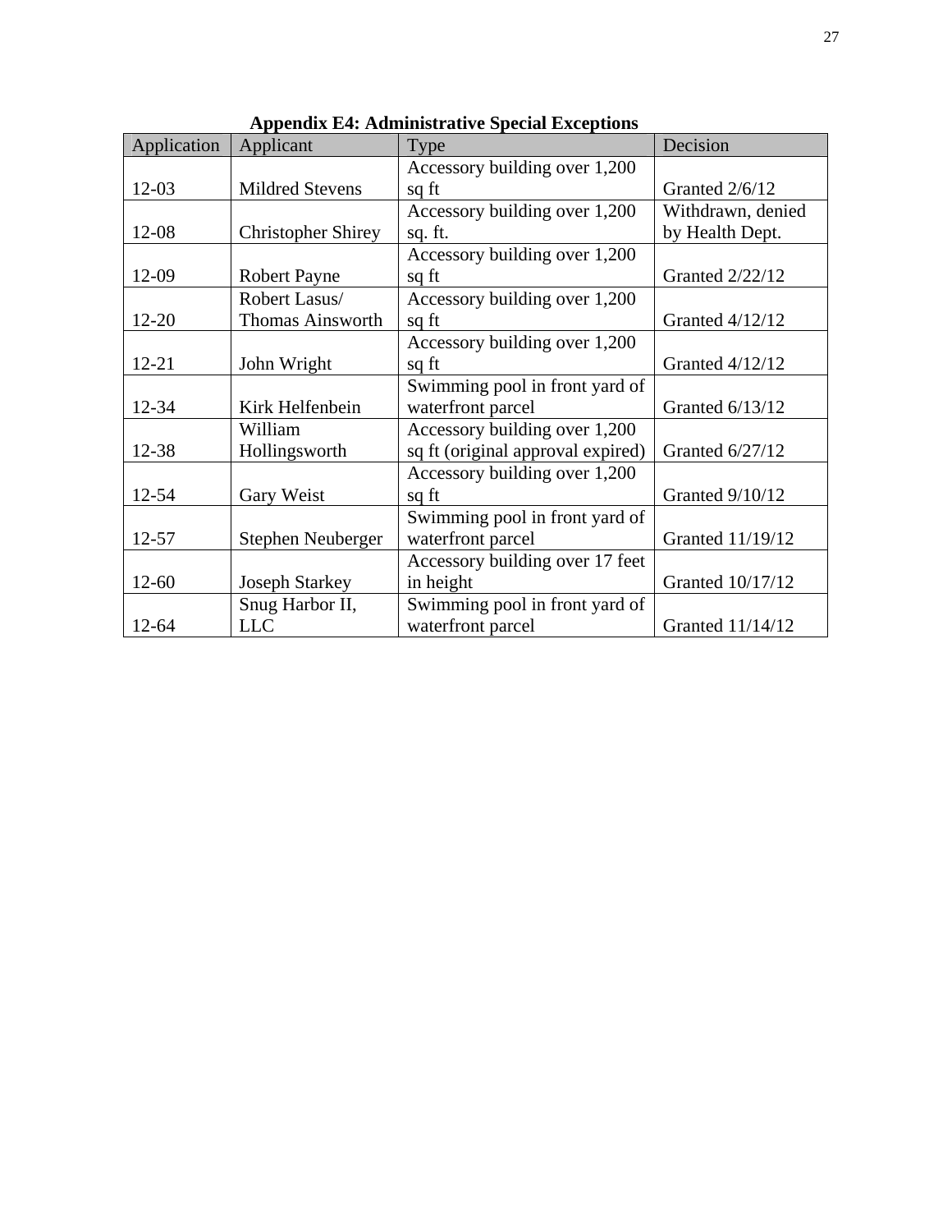**Appendix E4: Administrative Special Exceptions**

| Application | Applicant | Type | Decision |
|---|---|---|---|
| 12-03 | Mildred Stevens | Accessory building over 1,200 sq ft | Granted 2/6/12 |
| 12-08 | Christopher Shirey | Accessory building over 1,200 sq. ft. | Withdrawn, denied by Health Dept. |
| 12-09 | Robert Payne | Accessory building over 1,200 sq ft | Granted 2/22/12 |
| 12-20 | Robert Lasus/ Thomas Ainsworth | Accessory building over 1,200 sq ft | Granted 4/12/12 |
| 12-21 | John Wright | Accessory building over 1,200 sq ft | Granted 4/12/12 |
| 12-34 | Kirk Helfenbein | Swimming pool in front yard of waterfront parcel | Granted 6/13/12 |
| 12-38 | William Hollingsworth | Accessory building over 1,200 sq ft (original approval expired) | Granted 6/27/12 |
| 12-54 | Gary Weist | Accessory building over 1,200 sq ft | Granted 9/10/12 |
| 12-57 | Stephen Neuberger | Swimming pool in front yard of waterfront parcel | Granted 11/19/12 |
| 12-60 | Joseph Starkey | Accessory building over 17 feet in height | Granted 10/17/12 |
| 12-64 | Snug Harbor II, LLC | Swimming pool in front yard of waterfront parcel | Granted 11/14/12 |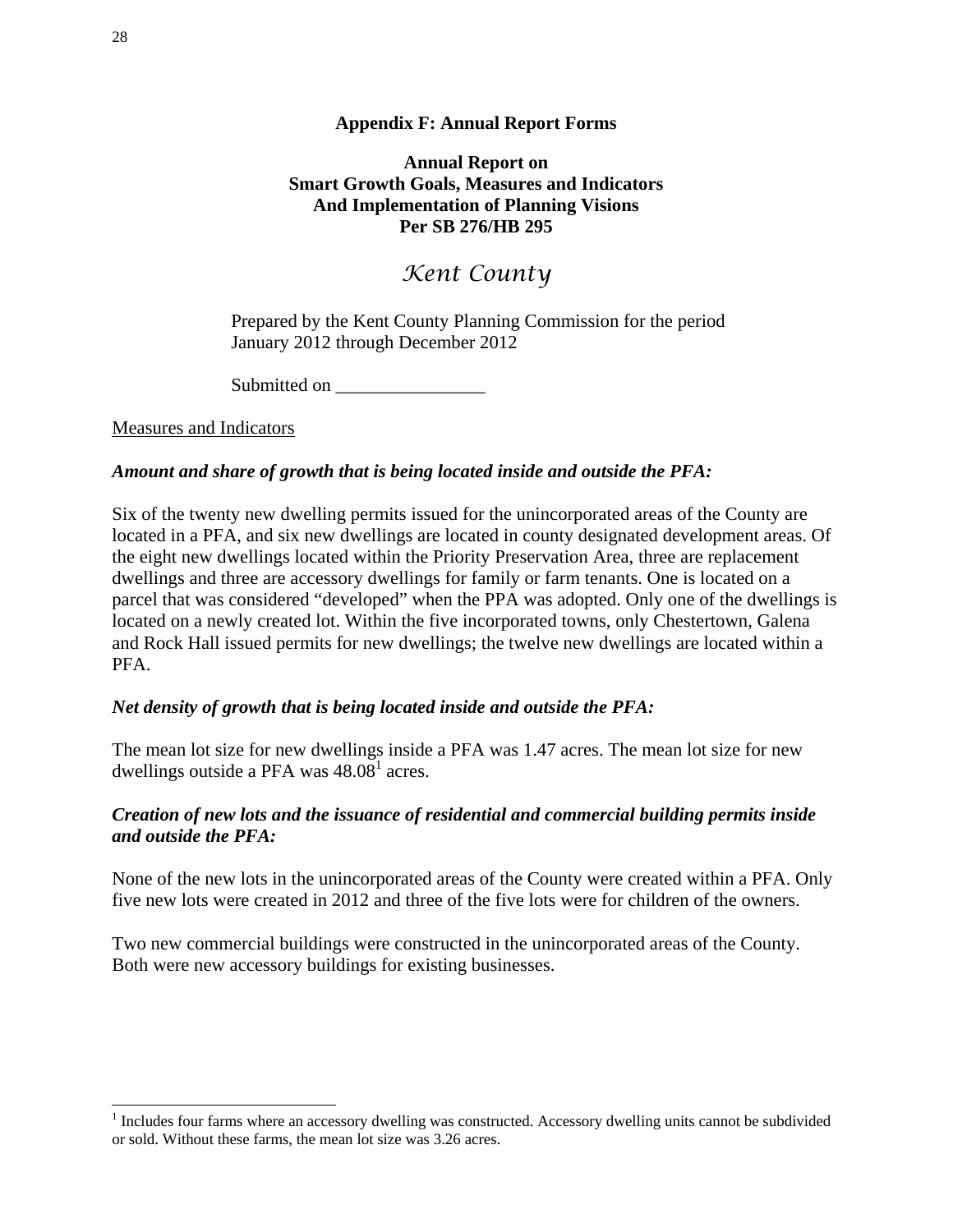## Appendix F: Annual Report Forms

**Annual Report on**
**Smart Growth Goals, Measures and Indicators**
**And Implementation of Planning Visions**
**Per SB 276/HB 295**

# *Kent County*

Prepared by the Kent County Planning Commission for the period January 2012 through December 2012

Submitted on ________________

Measures and Indicators

***Amount and share of growth that is being located inside and outside the PFA:***

Six of the twenty new dwelling permits issued for the unincorporated areas of the County are located in a PFA, and six new dwellings are located in county designated development areas. Of the eight new dwellings located within the Priority Preservation Area, three are replacement dwellings and three are accessory dwellings for family or farm tenants. One is located on a parcel that was considered "developed" when the PPA was adopted. Only one of the dwellings is located on a newly created lot. Within the five incorporated towns, only Chestertown, Galena and Rock Hall issued permits for new dwellings; the twelve new dwellings are located within a PFA.

***Net density of growth that is being located inside and outside the PFA:***

The mean lot size for new dwellings inside a PFA was 1.47 acres. The mean lot size for new dwellings outside a PFA was 48.08[1] acres.

***Creation of new lots and the issuance of residential and commercial building permits inside and outside the PFA:***

None of the new lots in the unincorporated areas of the County were created within a PFA. Only five new lots were created in 2012 and three of the five lots were for children of the owners.

Two new commercial buildings were constructed in the unincorporated areas of the County. Both were new accessory buildings for existing businesses.

[1] Includes four farms where an accessory dwelling was constructed. Accessory dwelling units cannot be subdivided or sold. Without these farms, the mean lot size was 3.26 acres.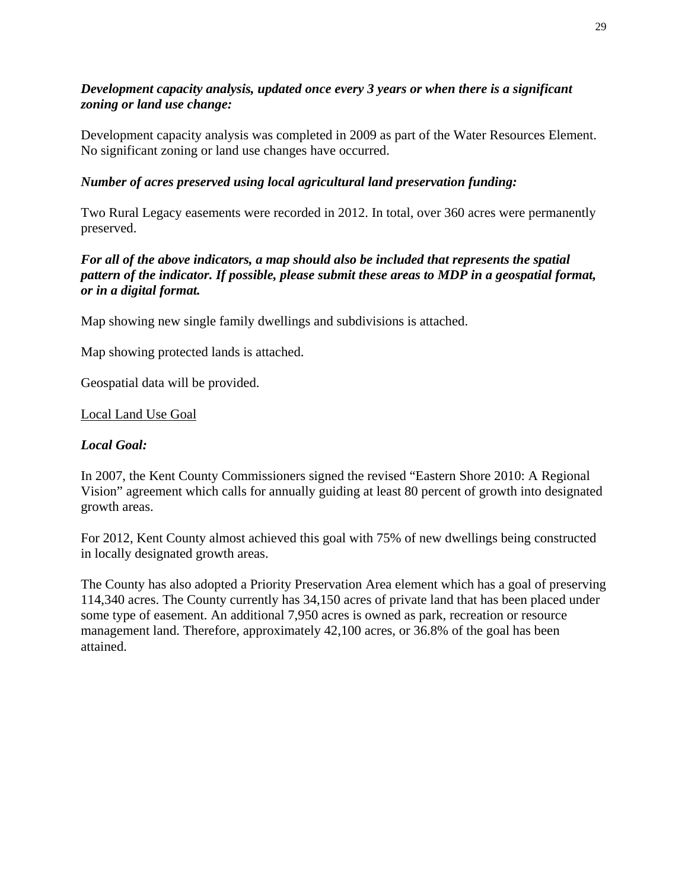***Development capacity analysis, updated once every 3 years or when there is a significant zoning or land use change:***

Development capacity analysis was completed in 2009 as part of the Water Resources Element. No significant zoning or land use changes have occurred.

***Number of acres preserved using local agricultural land preservation funding:***

Two Rural Legacy easements were recorded in 2012. In total, over 360 acres were permanently preserved.

***For all of the above indicators, a map should also be included that represents the spatial pattern of the indicator. If possible, please submit these areas to MDP in a geospatial format, or in a digital format.***

Map showing new single family dwellings and subdivisions is attached.

Map showing protected lands is attached.

Geospatial data will be provided.

<u>Local Land Use Goal</u>

***Local Goal:***

In 2007, the Kent County Commissioners signed the revised "Eastern Shore 2010: A Regional Vision" agreement which calls for annually guiding at least 80 percent of growth into designated growth areas.

For 2012, Kent County almost achieved this goal with 75% of new dwellings being constructed in locally designated growth areas.

The County has also adopted a Priority Preservation Area element which has a goal of preserving 114,340 acres. The County currently has 34,150 acres of private land that has been placed under some type of easement. An additional 7,950 acres is owned as park, recreation or resource management land. Therefore, approximately 42,100 acres, or 36.8% of the goal has been attained.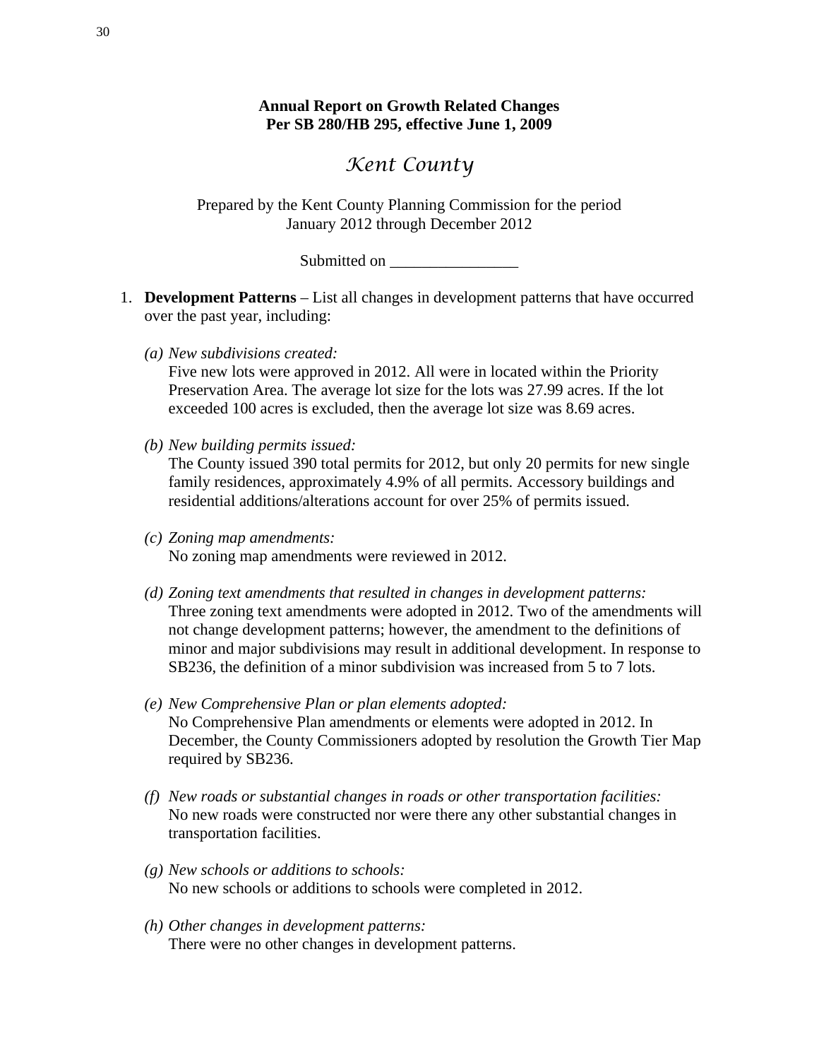**Annual Report on Growth Related Changes**
**Per SB 280/HB 295, effective June 1, 2009**

# *Kent County*

Prepared by the Kent County Planning Commission for the period
January 2012 through December 2012

Submitted on ________________

1. **Development Patterns** – List all changes in development patterns that have occurred over the past year, including:

   *(a) New subdivisions created:*
   Five new lots were approved in 2012. All were in located within the Priority Preservation Area. The average lot size for the lots was 27.99 acres. If the lot exceeded 100 acres is excluded, then the average lot size was 8.69 acres.

   *(b) New building permits issued:*
   The County issued 390 total permits for 2012, but only 20 permits for new single family residences, approximately 4.9% of all permits. Accessory buildings and residential additions/alterations account for over 25% of permits issued.

   *(c) Zoning map amendments:*
   No zoning map amendments were reviewed in 2012.

   *(d) Zoning text amendments that resulted in changes in development patterns:*
   Three zoning text amendments were adopted in 2012. Two of the amendments will not change development patterns; however, the amendment to the definitions of minor and major subdivisions may result in additional development. In response to SB236, the definition of a minor subdivision was increased from 5 to 7 lots.

   *(e) New Comprehensive Plan or plan elements adopted:*
   No Comprehensive Plan amendments or elements were adopted in 2012. In December, the County Commissioners adopted by resolution the Growth Tier Map required by SB236.

   *(f) New roads or substantial changes in roads or other transportation facilities:*
   No new roads were constructed nor were there any other substantial changes in transportation facilities.

   *(g) New schools or additions to schools:*
   No new schools or additions to schools were completed in 2012.

   *(h) Other changes in development patterns:*
   There were no other changes in development patterns.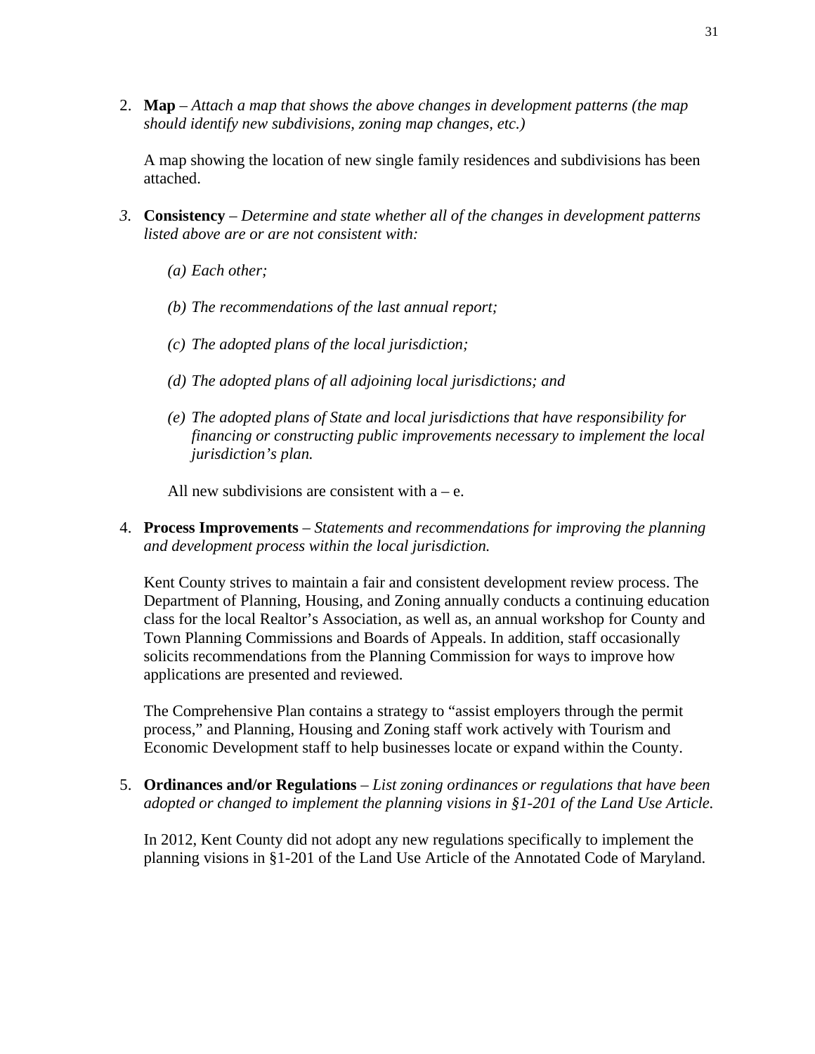2. **Map** – *Attach a map that shows the above changes in development patterns (the map should identify new subdivisions, zoning map changes, etc.)*

   A map showing the location of new single family residences and subdivisions has been attached.

3. **Consistency** – *Determine and state whether all of the changes in development patterns listed above are or are not consistent with:*

   *(a) Each other;*

   *(b) The recommendations of the last annual report;*

   *(c) The adopted plans of the local jurisdiction;*

   *(d) The adopted plans of all adjoining local jurisdictions; and*

   *(e) The adopted plans of State and local jurisdictions that have responsibility for financing or constructing public improvements necessary to implement the local jurisdiction's plan.*

   All new subdivisions are consistent with a – e.

4. **Process Improvements** – *Statements and recommendations for improving the planning and development process within the local jurisdiction.*

   Kent County strives to maintain a fair and consistent development review process. The Department of Planning, Housing, and Zoning annually conducts a continuing education class for the local Realtor's Association, as well as, an annual workshop for County and Town Planning Commissions and Boards of Appeals. In addition, staff occasionally solicits recommendations from the Planning Commission for ways to improve how applications are presented and reviewed.

   The Comprehensive Plan contains a strategy to "assist employers through the permit process," and Planning, Housing and Zoning staff work actively with Tourism and Economic Development staff to help businesses locate or expand within the County.

5. **Ordinances and/or Regulations** – *List zoning ordinances or regulations that have been adopted or changed to implement the planning visions in §1-201 of the Land Use Article.*

   In 2012, Kent County did not adopt any new regulations specifically to implement the planning visions in §1-201 of the Land Use Article of the Annotated Code of Maryland.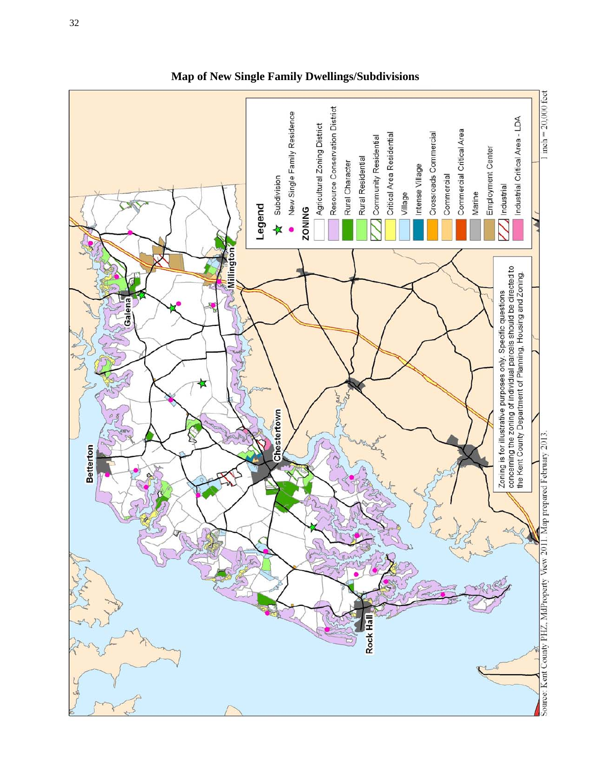## Map of New Single Family Dwellings/Subdivisions

Legend

Subdivision

New Single Family Residence

ZONING

Agricultural Zoning District

Resource Conservation District

Rural Character

Rural Residential

Community Residential

Critical Area Residential

Village

Intense Village

Crossroads Commercial

Commercial

Commercial Critical Area

Marine

Employment Center

Industrial

Industrial Critical Area - LDA

Betterton

Galena

Millington

Chestertown

Rock Hall

Zoning is for illustrative purposes only. Specific questions concerning the zoning of individual parcels should be directed to the Kent County Department of Planning, Housing and Zoning.

1 inch = 20,000 feet

Source: Kent County PHZ, MdProperty View 2011. Map prepared February 2013.